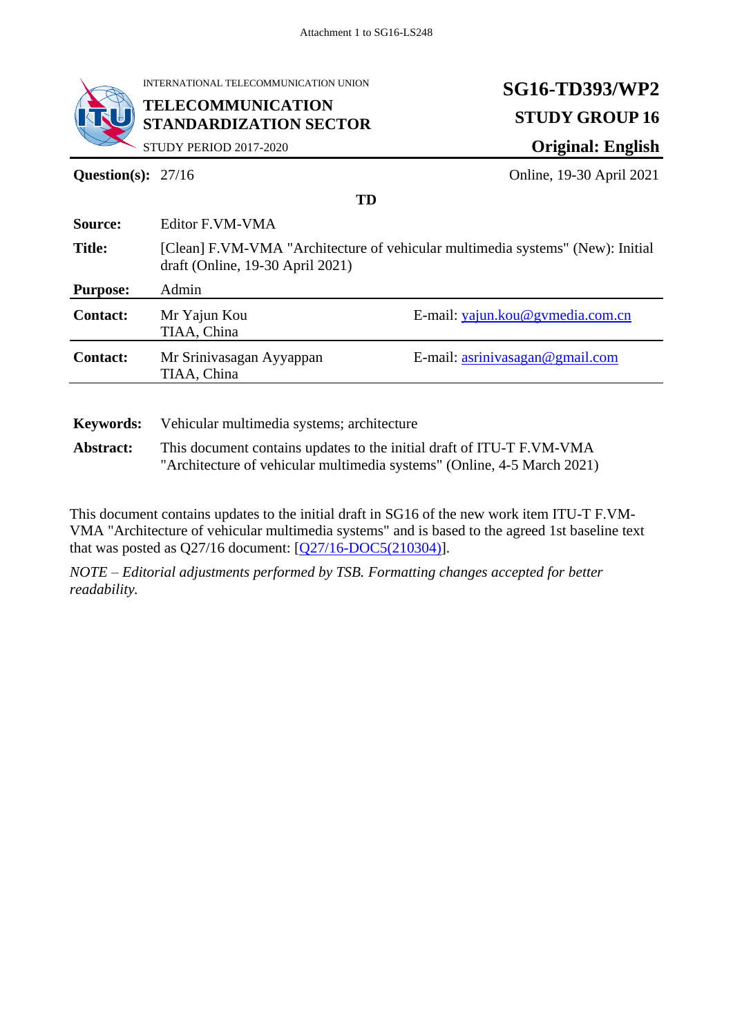Attachment 1 to SG16-LS248

| INTERNATIONAL TELECOMMUNICATION UNION<br>**TELECOMMUNICATION STANDARDIZATION SECTOR**<br>STUDY PERIOD 2017-2020 | **SG16-TD393/WP2**<br>**STUDY GROUP 16**<br>**Original: English** |
|---|---|

**Question(s):** 27/16 — Online, 19-30 April 2021

**TD**

| | | |
|---|---|---|
| **Source:** | Editor F.VM-VMA | |
| **Title:** | [Clean] F.VM-VMA "Architecture of vehicular multimedia systems" (New): Initial draft (Online, 19-30 April 2021) | |
| **Purpose:** | Admin | |
| **Contact:** | Mr Yajun Kou<br>TIAA, China | E-mail: yajun.kou@gvmedia.com.cn |
| **Contact:** | Mr Srinivasagan Ayyappan<br>TIAA, China | E-mail: asrinivasagan@gmail.com |

**Keywords:** Vehicular multimedia systems; architecture

**Abstract:** This document contains updates to the initial draft of ITU-T F.VM-VMA "Architecture of vehicular multimedia systems" (Online, 4-5 March 2021)

This document contains updates to the initial draft in SG16 of the new work item ITU-T F.VM-VMA "Architecture of vehicular multimedia systems" and is based to the agreed 1st baseline text that was posted as Q27/16 document: [Q27/16-DOC5(210304)].

*NOTE – Editorial adjustments performed by TSB. Formatting changes accepted for better readability.*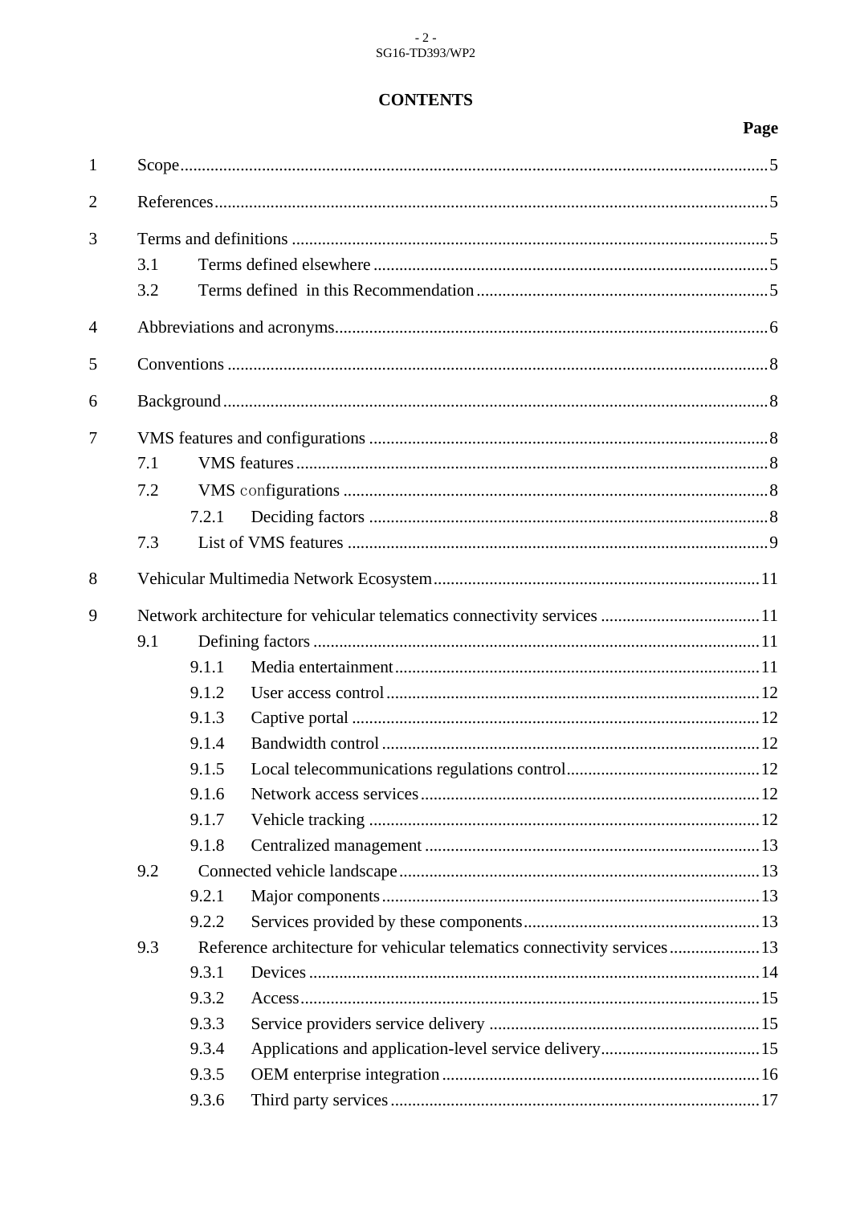**CONTENTS**

| | | Page |
|---|---|---|
| 1 | Scope | 5 |
| 2 | References | 5 |
| 3 | Terms and definitions | 5 |
| 3.1 | Terms defined elsewhere | 5 |
| 3.2 | Terms defined in this Recommendation | 5 |
| 4 | Abbreviations and acronyms | 6 |
| 5 | Conventions | 8 |
| 6 | Background | 8 |
| 7 | VMS features and configurations | 8 |
| 7.1 | VMS features | 8 |
| 7.2 | VMS configurations | 8 |
| 7.2.1 | Deciding factors | 8 |
| 7.3 | List of VMS features | 9 |
| 8 | Vehicular Multimedia Network Ecosystem | 11 |
| 9 | Network architecture for vehicular telematics connectivity services | 11 |
| 9.1 | Defining factors | 11 |
| 9.1.1 | Media entertainment | 11 |
| 9.1.2 | User access control | 12 |
| 9.1.3 | Captive portal | 12 |
| 9.1.4 | Bandwidth control | 12 |
| 9.1.5 | Local telecommunications regulations control | 12 |
| 9.1.6 | Network access services | 12 |
| 9.1.7 | Vehicle tracking | 12 |
| 9.1.8 | Centralized management | 13 |
| 9.2 | Connected vehicle landscape | 13 |
| 9.2.1 | Major components | 13 |
| 9.2.2 | Services provided by these components | 13 |
| 9.3 | Reference architecture for vehicular telematics connectivity services | 13 |
| 9.3.1 | Devices | 14 |
| 9.3.2 | Access | 15 |
| 9.3.3 | Service providers service delivery | 15 |
| 9.3.4 | Applications and application-level service delivery | 15 |
| 9.3.5 | OEM enterprise integration | 16 |
| 9.3.6 | Third party services | 17 |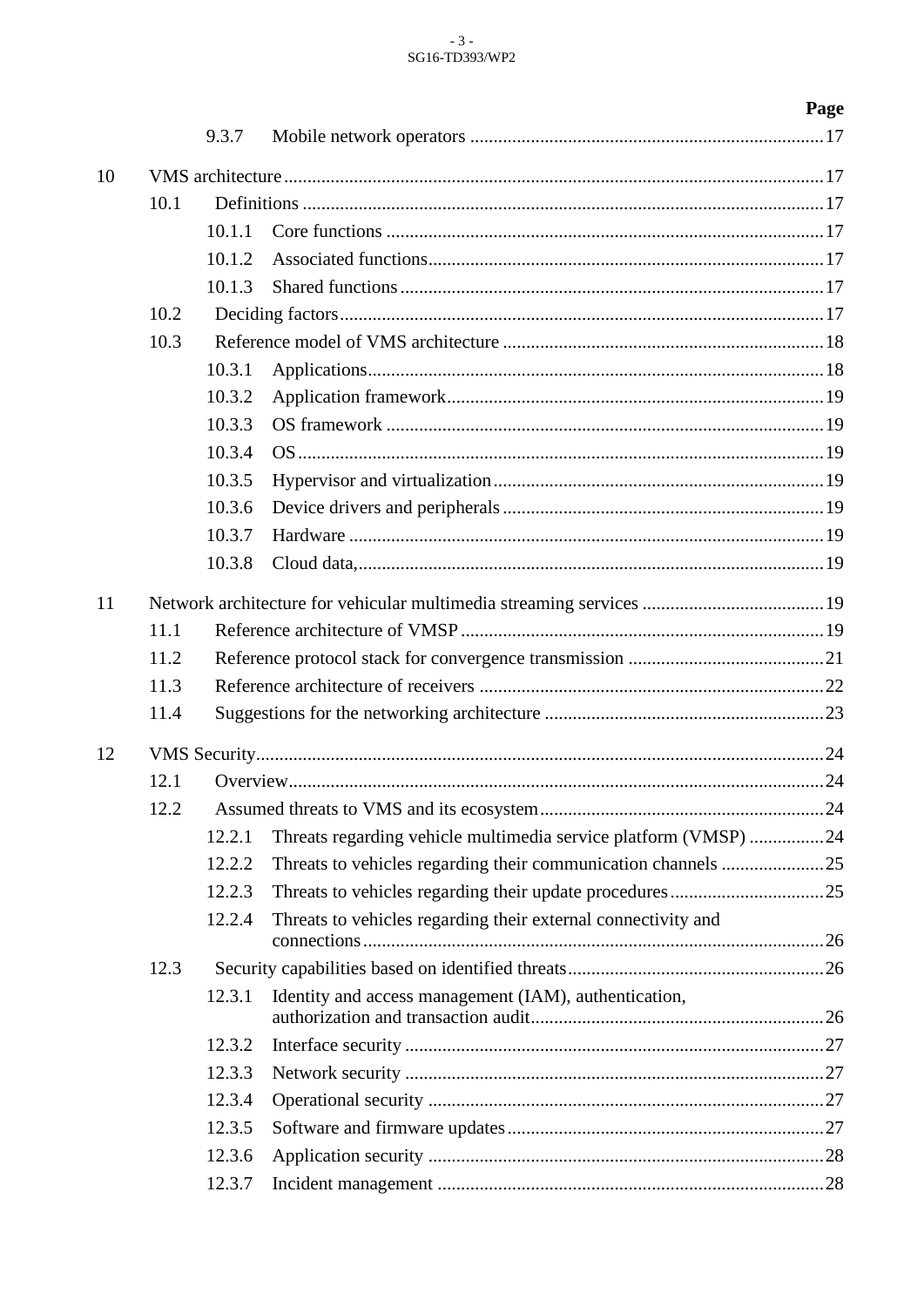Page

9.3.7 Mobile network operators ... 17

10 VMS architecture ... 17

10.1 Definitions ... 17

10.1.1 Core functions ... 17

10.1.2 Associated functions ... 17

10.1.3 Shared functions ... 17

10.2 Deciding factors ... 17

10.3 Reference model of VMS architecture ... 18

10.3.1 Applications ... 18

10.3.2 Application framework ... 19

10.3.3 OS framework ... 19

10.3.4 OS ... 19

10.3.5 Hypervisor and virtualization ... 19

10.3.6 Device drivers and peripherals ... 19

10.3.7 Hardware ... 19

10.3.8 Cloud data, ... 19

11 Network architecture for vehicular multimedia streaming services ... 19

11.1 Reference architecture of VMSP ... 19

11.2 Reference protocol stack for convergence transmission ... 21

11.3 Reference architecture of receivers ... 22

11.4 Suggestions for the networking architecture ... 23

12 VMS Security ... 24

12.1 Overview ... 24

12.2 Assumed threats to VMS and its ecosystem ... 24

12.2.1 Threats regarding vehicle multimedia service platform (VMSP) ... 24

12.2.2 Threats to vehicles regarding their communication channels ... 25

12.2.3 Threats to vehicles regarding their update procedures ... 25

12.2.4 Threats to vehicles regarding their external connectivity and connections ... 26

12.3 Security capabilities based on identified threats ... 26

12.3.1 Identity and access management (IAM), authentication, authorization and transaction audit ... 26

12.3.2 Interface security ... 27

12.3.3 Network security ... 27

12.3.4 Operational security ... 27

12.3.5 Software and firmware updates ... 27

12.3.6 Application security ... 28

12.3.7 Incident management ... 28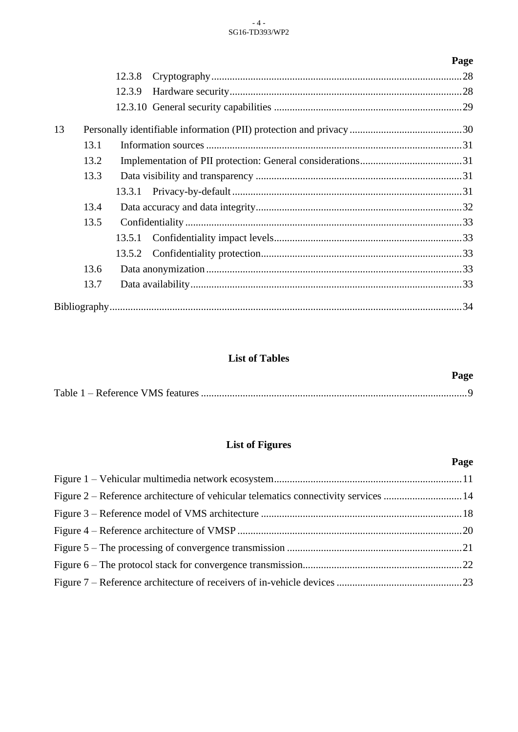Page

12.3.8 Cryptography ... 28

12.3.9 Hardware security ... 28

12.3.10 General security capabilities ... 29

13 Personally identifiable information (PII) protection and privacy ... 30

13.1 Information sources ... 31

13.2 Implementation of PII protection: General considerations ... 31

13.3 Data visibility and transparency ... 31

13.3.1 Privacy-by-default ... 31

13.4 Data accuracy and data integrity ... 32

13.5 Confidentiality ... 33

13.5.1 Confidentiality impact levels ... 33

13.5.2 Confidentiality protection ... 33

13.6 Data anonymization ... 33

13.7 Data availability ... 33

Bibliography ... 34

**List of Tables**

Page

Table 1 – Reference VMS features ... 9

**List of Figures**

Page

Figure 1 – Vehicular multimedia network ecosystem ... 11

Figure 2 – Reference architecture of vehicular telematics connectivity services ... 14

Figure 3 – Reference model of VMS architecture ... 18

Figure 4 – Reference architecture of VMSP ... 20

Figure 5 – The processing of convergence transmission ... 21

Figure 6 – The protocol stack for convergence transmission ... 22

Figure 7 – Reference architecture of receivers of in-vehicle devices ... 23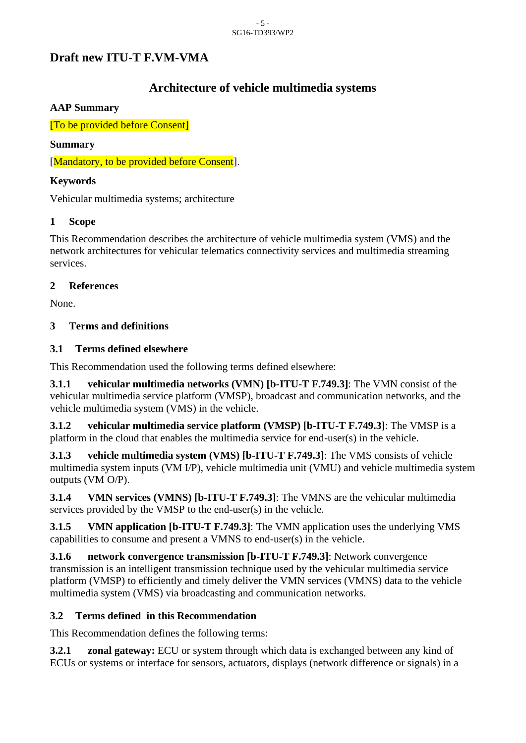# Draft new ITU-T F.VM-VMA

## Architecture of vehicle multimedia systems

**AAP Summary**

[To be provided before Consent]

**Summary**

[Mandatory, to be provided before Consent].

**Keywords**

Vehicular multimedia systems; architecture

## 1 Scope

This Recommendation describes the architecture of vehicle multimedia system (VMS) and the network architectures for vehicular telematics connectivity services and multimedia streaming services.

## 2 References

None.

## 3 Terms and definitions

### 3.1 Terms defined elsewhere

This Recommendation used the following terms defined elsewhere:

**3.1.1 vehicular multimedia networks (VMN) [b-ITU-T F.749.3]**: The VMN consist of the vehicular multimedia service platform (VMSP), broadcast and communication networks, and the vehicle multimedia system (VMS) in the vehicle.

**3.1.2 vehicular multimedia service platform (VMSP) [b-ITU-T F.749.3]**: The VMSP is a platform in the cloud that enables the multimedia service for end-user(s) in the vehicle.

**3.1.3 vehicle multimedia system (VMS) [b-ITU-T F.749.3]**: The VMS consists of vehicle multimedia system inputs (VM I/P), vehicle multimedia unit (VMU) and vehicle multimedia system outputs (VM O/P).

**3.1.4 VMN services (VMNS) [b-ITU-T F.749.3]**: The VMNS are the vehicular multimedia services provided by the VMSP to the end-user(s) in the vehicle.

**3.1.5 VMN application [b-ITU-T F.749.3]**: The VMN application uses the underlying VMS capabilities to consume and present a VMNS to end-user(s) in the vehicle.

**3.1.6 network convergence transmission [b-ITU-T F.749.3]**: Network convergence transmission is an intelligent transmission technique used by the vehicular multimedia service platform (VMSP) to efficiently and timely deliver the VMN services (VMNS) data to the vehicle multimedia system (VMS) via broadcasting and communication networks.

### 3.2 Terms defined in this Recommendation

This Recommendation defines the following terms:

**3.2.1 zonal gateway:** ECU or system through which data is exchanged between any kind of ECUs or systems or interface for sensors, actuators, displays (network difference or signals) in a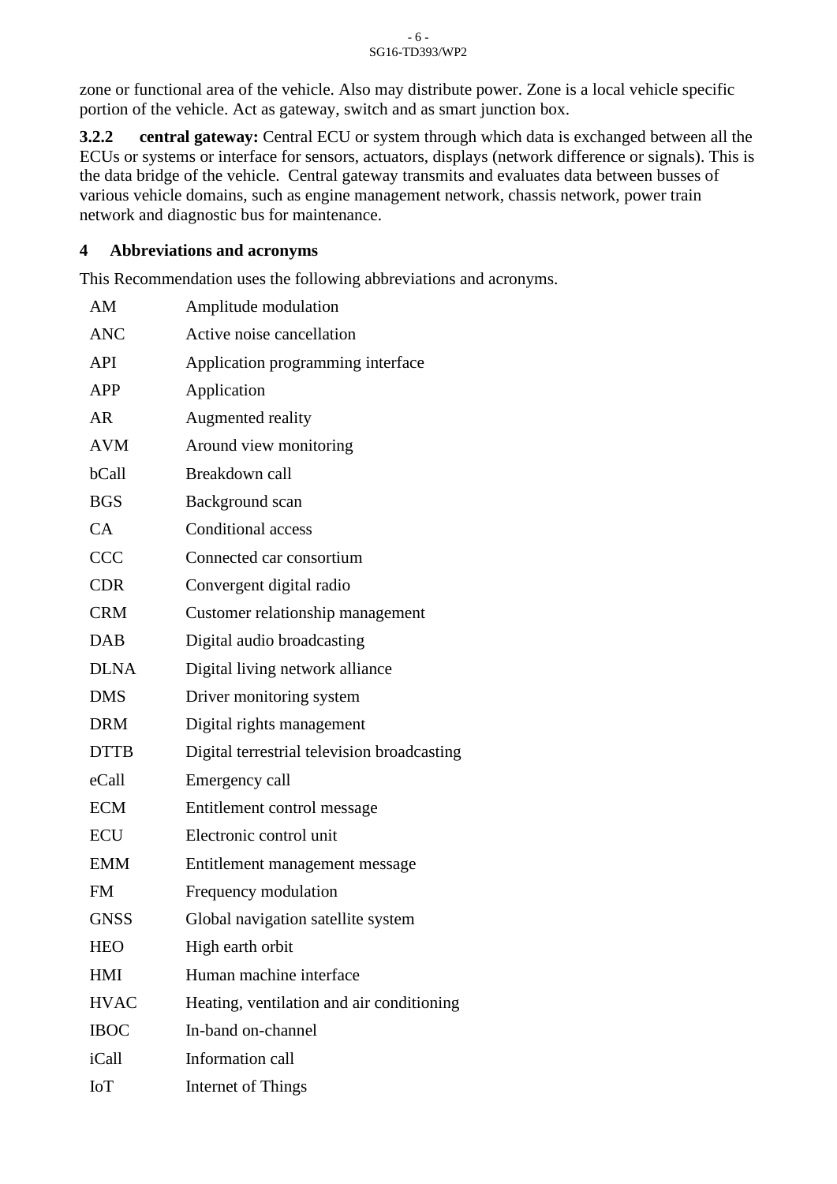zone or functional area of the vehicle. Also may distribute power. Zone is a local vehicle specific portion of the vehicle. Act as gateway, switch and as smart junction box.

**3.2.2 central gateway:** Central ECU or system through which data is exchanged between all the ECUs or systems or interface for sensors, actuators, displays (network difference or signals). This is the data bridge of the vehicle. Central gateway transmits and evaluates data between busses of various vehicle domains, such as engine management network, chassis network, power train network and diagnostic bus for maintenance.

## 4 Abbreviations and acronyms

This Recommendation uses the following abbreviations and acronyms.

| | |
|---|---|
| AM | Amplitude modulation |
| ANC | Active noise cancellation |
| API | Application programming interface |
| APP | Application |
| AR | Augmented reality |
| AVM | Around view monitoring |
| bCall | Breakdown call |
| BGS | Background scan |
| CA | Conditional access |
| CCC | Connected car consortium |
| CDR | Convergent digital radio |
| CRM | Customer relationship management |
| DAB | Digital audio broadcasting |
| DLNA | Digital living network alliance |
| DMS | Driver monitoring system |
| DRM | Digital rights management |
| DTTB | Digital terrestrial television broadcasting |
| eCall | Emergency call |
| ECM | Entitlement control message |
| ECU | Electronic control unit |
| EMM | Entitlement management message |
| FM | Frequency modulation |
| GNSS | Global navigation satellite system |
| HEO | High earth orbit |
| HMI | Human machine interface |
| HVAC | Heating, ventilation and air conditioning |
| IBOC | In-band on-channel |
| iCall | Information call |
| IoT | Internet of Things |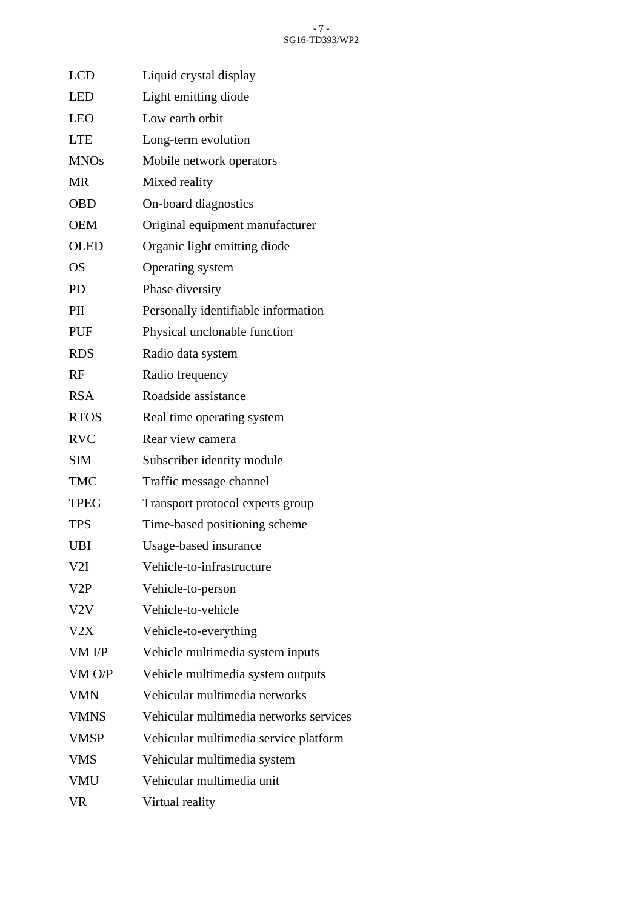LCD Liquid crystal display

LED Light emitting diode

LEO Low earth orbit

LTE Long-term evolution

MNOs Mobile network operators

MR Mixed reality

OBD On-board diagnostics

OEM Original equipment manufacturer

OLED Organic light emitting diode

OS Operating system

PD Phase diversity

PII Personally identifiable information

PUF Physical unclonable function

RDS Radio data system

RF Radio frequency

RSA Roadside assistance

RTOS Real time operating system

RVC Rear view camera

SIM Subscriber identity module

TMC Traffic message channel

TPEG Transport protocol experts group

TPS Time-based positioning scheme

UBI Usage-based insurance

V2I Vehicle-to-infrastructure

V2P Vehicle-to-person

V2V Vehicle-to-vehicle

V2X Vehicle-to-everything

VM I/P Vehicle multimedia system inputs

VM O/P Vehicle multimedia system outputs

VMN Vehicular multimedia networks

VMNS Vehicular multimedia networks services

VMSP Vehicular multimedia service platform

VMS Vehicular multimedia system

VMU Vehicular multimedia unit

VR Virtual reality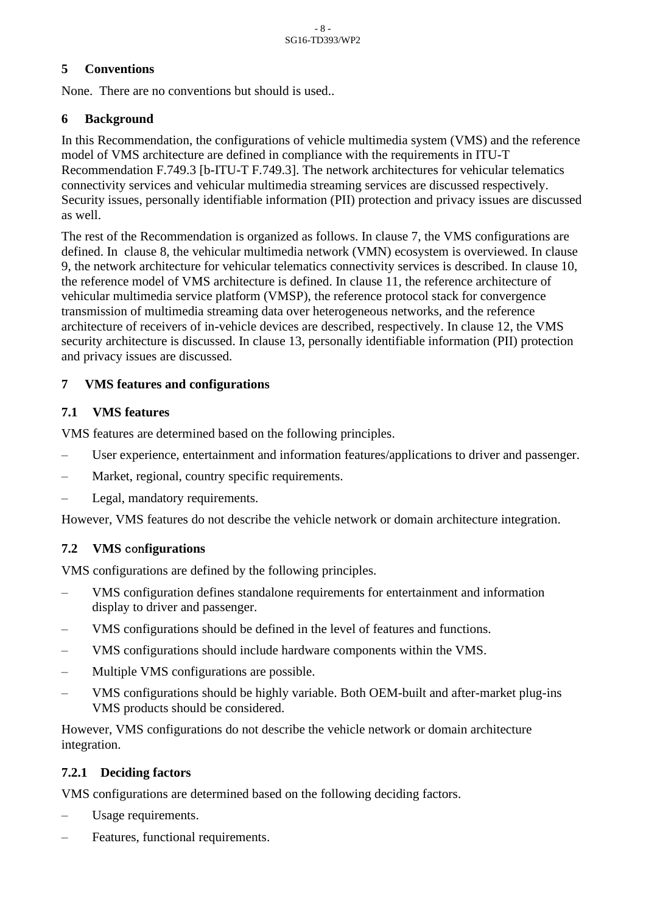## 5 Conventions

None.  There are no conventions but should is used..

## 6 Background

In this Recommendation, the configurations of vehicle multimedia system (VMS) and the reference model of VMS architecture are defined in compliance with the requirements in ITU-T Recommendation F.749.3 [b-ITU-T F.749.3]. The network architectures for vehicular telematics connectivity services and vehicular multimedia streaming services are discussed respectively. Security issues, personally identifiable information (PII) protection and privacy issues are discussed as well.

The rest of the Recommendation is organized as follows. In clause 7, the VMS configurations are defined. In  clause 8, the vehicular multimedia network (VMN) ecosystem is overviewed. In clause 9, the network architecture for vehicular telematics connectivity services is described. In clause 10, the reference model of VMS architecture is defined. In clause 11, the reference architecture of vehicular multimedia service platform (VMSP), the reference protocol stack for convergence transmission of multimedia streaming data over heterogeneous networks, and the reference architecture of receivers of in-vehicle devices are described, respectively. In clause 12, the VMS security architecture is discussed. In clause 13, personally identifiable information (PII) protection and privacy issues are discussed.

## 7 VMS features and configurations

### 7.1 VMS features

VMS features are determined based on the following principles.

– User experience, entertainment and information features/applications to driver and passenger.

– Market, regional, country specific requirements.

– Legal, mandatory requirements.

However, VMS features do not describe the vehicle network or domain architecture integration.

### 7.2 VMS configurations

VMS configurations are defined by the following principles.

– VMS configuration defines standalone requirements for entertainment and information display to driver and passenger.

– VMS configurations should be defined in the level of features and functions.

– VMS configurations should include hardware components within the VMS.

– Multiple VMS configurations are possible.

– VMS configurations should be highly variable. Both OEM-built and after-market plug-ins VMS products should be considered.

However, VMS configurations do not describe the vehicle network or domain architecture integration.

#### 7.2.1 Deciding factors

VMS configurations are determined based on the following deciding factors.

– Usage requirements.

– Features, functional requirements.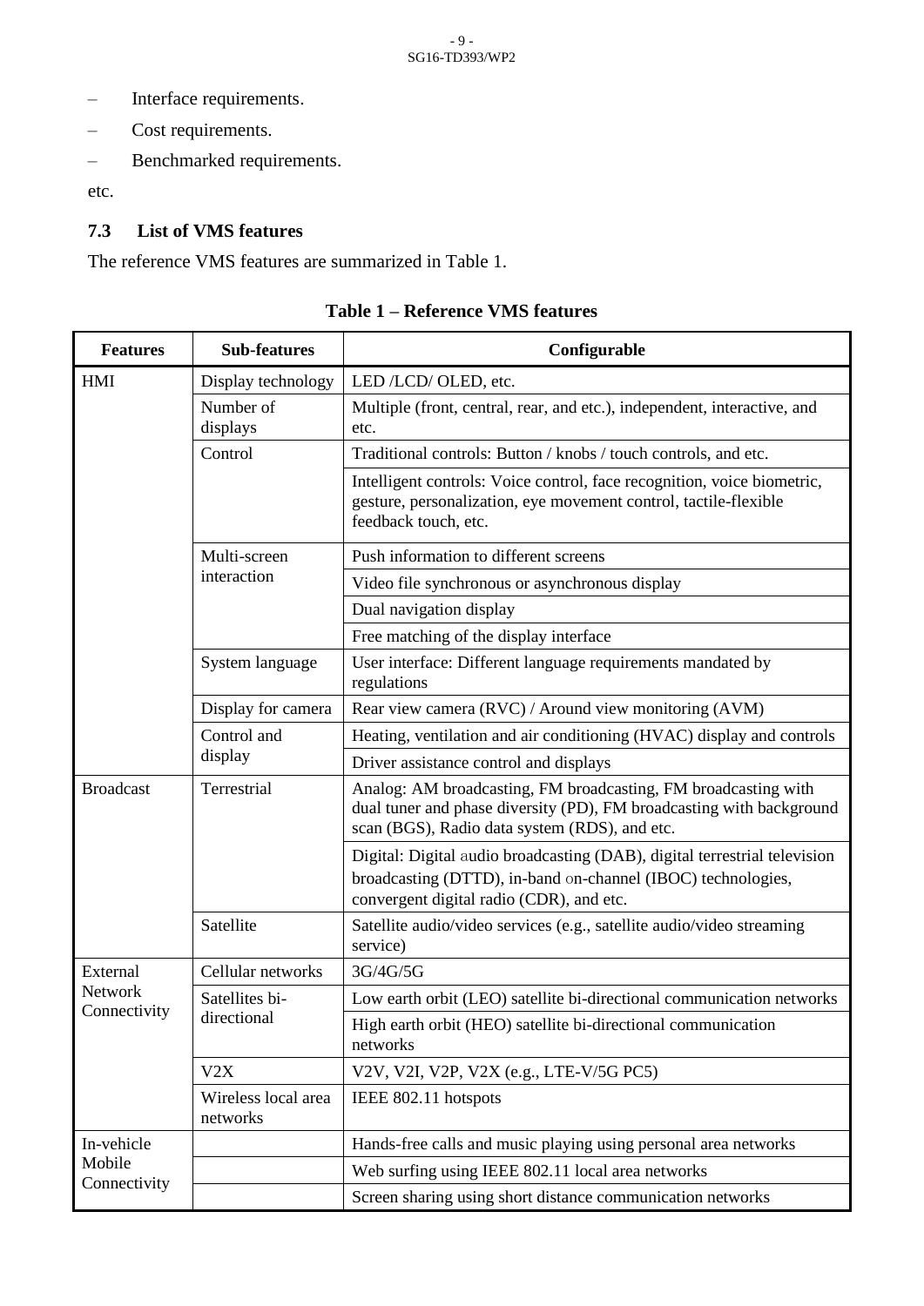– Interface requirements.

– Cost requirements.

– Benchmarked requirements.

etc.

### 7.3 List of VMS features

The reference VMS features are summarized in Table 1.

**Table 1 – Reference VMS features**

| Features | Sub-features | Configurable |
|---|---|---|
| HMI | Display technology | LED /LCD/ OLED, etc. |
| | Number of displays | Multiple (front, central, rear, and etc.), independent, interactive, and etc. |
| | Control | Traditional controls: Button / knobs / touch controls, and etc. |
| | | Intelligent controls: Voice control, face recognition, voice biometric, gesture, personalization, eye movement control, tactile-flexible feedback touch, etc. |
| | Multi-screen interaction | Push information to different screens |
| | | Video file synchronous or asynchronous display |
| | | Dual navigation display |
| | | Free matching of the display interface |
| | System language | User interface: Different language requirements mandated by regulations |
| | Display for camera | Rear view camera (RVC) / Around view monitoring (AVM) |
| | Control and display | Heating, ventilation and air conditioning (HVAC) display and controls |
| | | Driver assistance control and displays |
| Broadcast | Terrestrial | Analog: AM broadcasting, FM broadcasting, FM broadcasting with dual tuner and phase diversity (PD), FM broadcasting with background scan (BGS), Radio data system (RDS), and etc. |
| | | Digital: Digital audio broadcasting (DAB), digital terrestrial television broadcasting (DTTD), in-band on-channel (IBOC) technologies, convergent digital radio (CDR), and etc. |
| | Satellite | Satellite audio/video services (e.g., satellite audio/video streaming service) |
| External Network Connectivity | Cellular networks | 3G/4G/5G |
| | Satellites bi-directional | Low earth orbit (LEO) satellite bi-directional communication networks |
| | | High earth orbit (HEO) satellite bi-directional communication networks |
| | V2X | V2V, V2I, V2P, V2X (e.g., LTE-V/5G PC5) |
| | Wireless local area networks | IEEE 802.11 hotspots |
| In-vehicle Mobile Connectivity | | Hands-free calls and music playing using personal area networks |
| | | Web surfing using IEEE 802.11 local area networks |
| | | Screen sharing using short distance communication networks |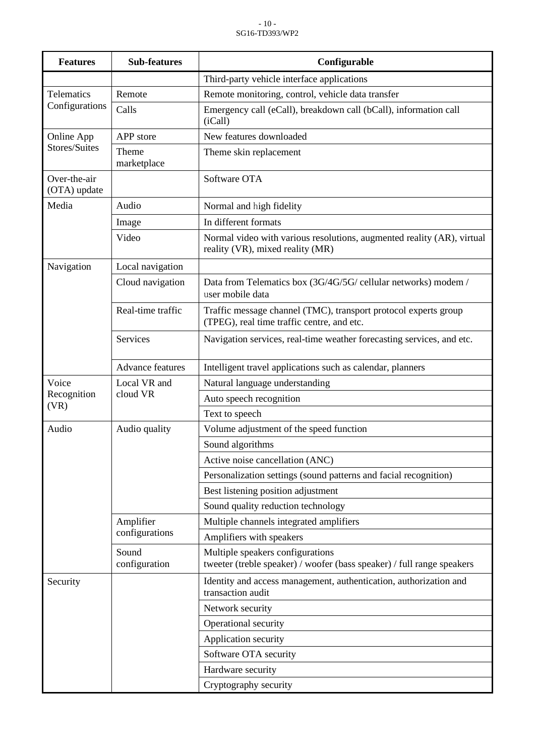| Features | Sub-features | Configurable |
|---|---|---|
| | | Third-party vehicle interface applications |
| Telematics Configurations | Remote | Remote monitoring, control, vehicle data transfer |
| | Calls | Emergency call (eCall), breakdown call (bCall), information call (iCall) |
| Online App Stores/Suites | APP store | New features downloaded |
| | Theme marketplace | Theme skin replacement |
| Over-the-air (OTA) update | | Software OTA |
| Media | Audio | Normal and high fidelity |
| | Image | In different formats |
| | Video | Normal video with various resolutions, augmented reality (AR), virtual reality (VR), mixed reality (MR) |
| Navigation | Local navigation | |
| | Cloud navigation | Data from Telematics box (3G/4G/5G/ cellular networks) modem / user mobile data |
| | Real-time traffic | Traffic message channel (TMC), transport protocol experts group (TPEG), real time traffic centre, and etc. |
| | Services | Navigation services, real-time weather forecasting services, and etc. |
| | Advance features | Intelligent travel applications such as calendar, planners |
| Voice Recognition (VR) | Local VR and cloud VR | Natural language understanding |
| | | Auto speech recognition |
| | | Text to speech |
| Audio | Audio quality | Volume adjustment of the speed function |
| | | Sound algorithms |
| | | Active noise cancellation (ANC) |
| | | Personalization settings (sound patterns and facial recognition) |
| | | Best listening position adjustment |
| | | Sound quality reduction technology |
| | Amplifier configurations | Multiple channels integrated amplifiers |
| | | Amplifiers with speakers |
| | Sound configuration | Multiple speakers configurations<br>tweeter (treble speaker) / woofer (bass speaker) / full range speakers |
| Security | | Identity and access management, authentication, authorization and transaction audit |
| | | Network security |
| | | Operational security |
| | | Application security |
| | | Software OTA security |
| | | Hardware security |
| | | Cryptography security |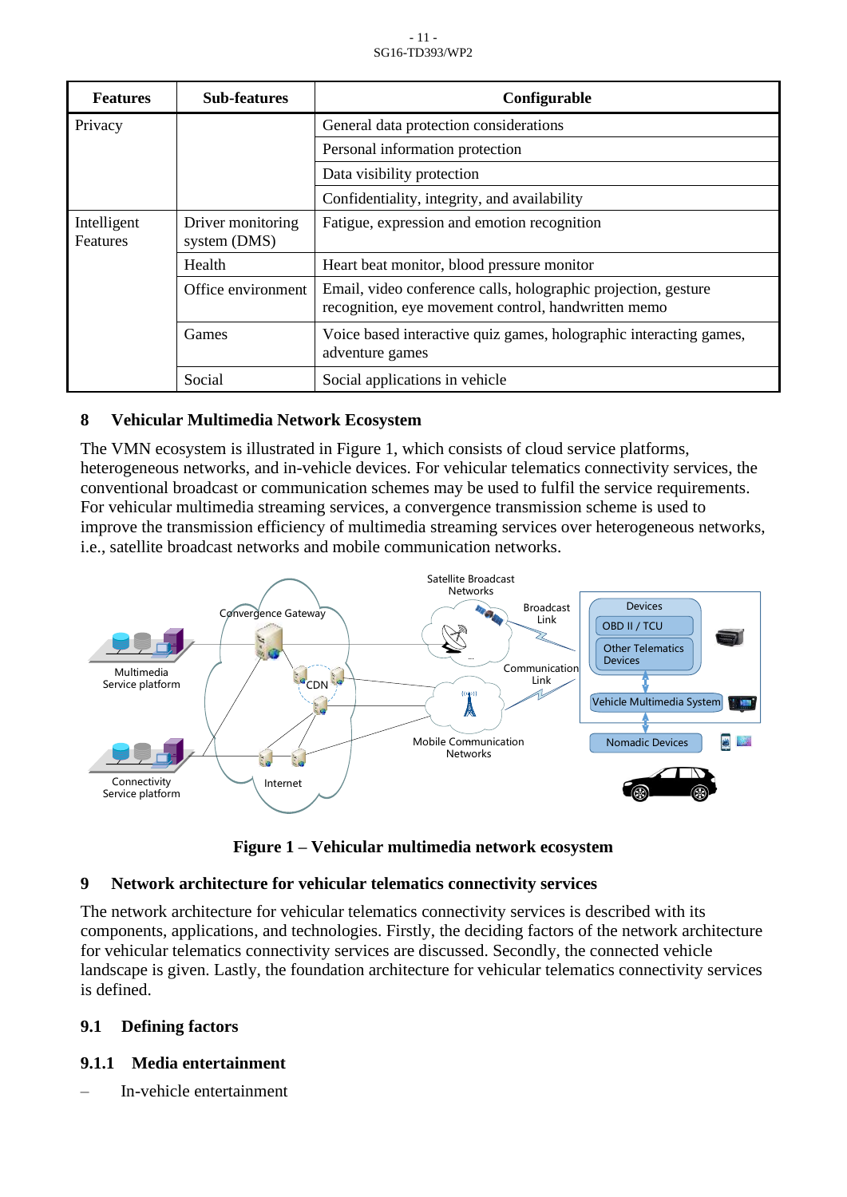| Features | Sub-features | Configurable |
| --- | --- | --- |
| Privacy | | General data protection considerations |
| | | Personal information protection |
| | | Data visibility protection |
| | | Confidentiality, integrity, and availability |
| Intelligent Features | Driver monitoring system (DMS) | Fatigue, expression and emotion recognition |
| | Health | Heart beat monitor, blood pressure monitor |
| | Office environment | Email, video conference calls, holographic projection, gesture recognition, eye movement control, handwritten memo |
| | Games | Voice based interactive quiz games, holographic interacting games, adventure games |
| | Social | Social applications in vehicle |

## 8 Vehicular Multimedia Network Ecosystem

The VMN ecosystem is illustrated in Figure 1, which consists of cloud service platforms, heterogeneous networks, and in-vehicle devices. For vehicular telematics connectivity services, the conventional broadcast or communication schemes may be used to fulfil the service requirements. For vehicular multimedia streaming services, a convergence transmission scheme is used to improve the transmission efficiency of multimedia streaming services over heterogeneous networks, i.e., satellite broadcast networks and mobile communication networks.

**Figure 1 – Vehicular multimedia network ecosystem**

## 9 Network architecture for vehicular telematics connectivity services

The network architecture for vehicular telematics connectivity services is described with its components, applications, and technologies. Firstly, the deciding factors of the network architecture for vehicular telematics connectivity services are discussed. Secondly, the connected vehicle landscape is given. Lastly, the foundation architecture for vehicular telematics connectivity services is defined.

### 9.1 Defining factors

#### 9.1.1 Media entertainment

– In-vehicle entertainment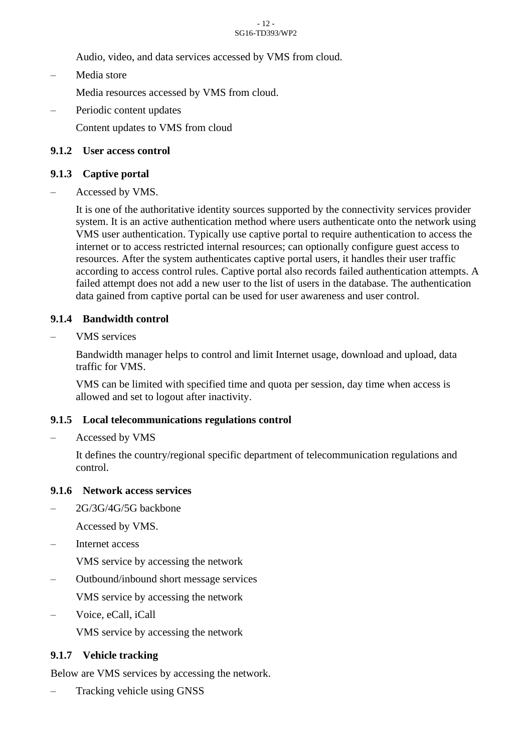Audio, video, and data services accessed by VMS from cloud.

– Media store

  Media resources accessed by VMS from cloud.

– Periodic content updates

  Content updates to VMS from cloud

#### 9.1.2 User access control

#### 9.1.3 Captive portal

– Accessed by VMS.

  It is one of the authoritative identity sources supported by the connectivity services provider system. It is an active authentication method where users authenticate onto the network using VMS user authentication. Typically use captive portal to require authentication to access the internet or to access restricted internal resources; can optionally configure guest access to resources. After the system authenticates captive portal users, it handles their user traffic according to access control rules. Captive portal also records failed authentication attempts. A failed attempt does not add a new user to the list of users in the database. The authentication data gained from captive portal can be used for user awareness and user control.

#### 9.1.4 Bandwidth control

– VMS services

  Bandwidth manager helps to control and limit Internet usage, download and upload, data traffic for VMS.

  VMS can be limited with specified time and quota per session, day time when access is allowed and set to logout after inactivity.

#### 9.1.5 Local telecommunications regulations control

– Accessed by VMS

  It defines the country/regional specific department of telecommunication regulations and control.

#### 9.1.6 Network access services

– 2G/3G/4G/5G backbone

  Accessed by VMS.

– Internet access

  VMS service by accessing the network

– Outbound/inbound short message services

  VMS service by accessing the network

– Voice, eCall, iCall

  VMS service by accessing the network

#### 9.1.7 Vehicle tracking

Below are VMS services by accessing the network.

– Tracking vehicle using GNSS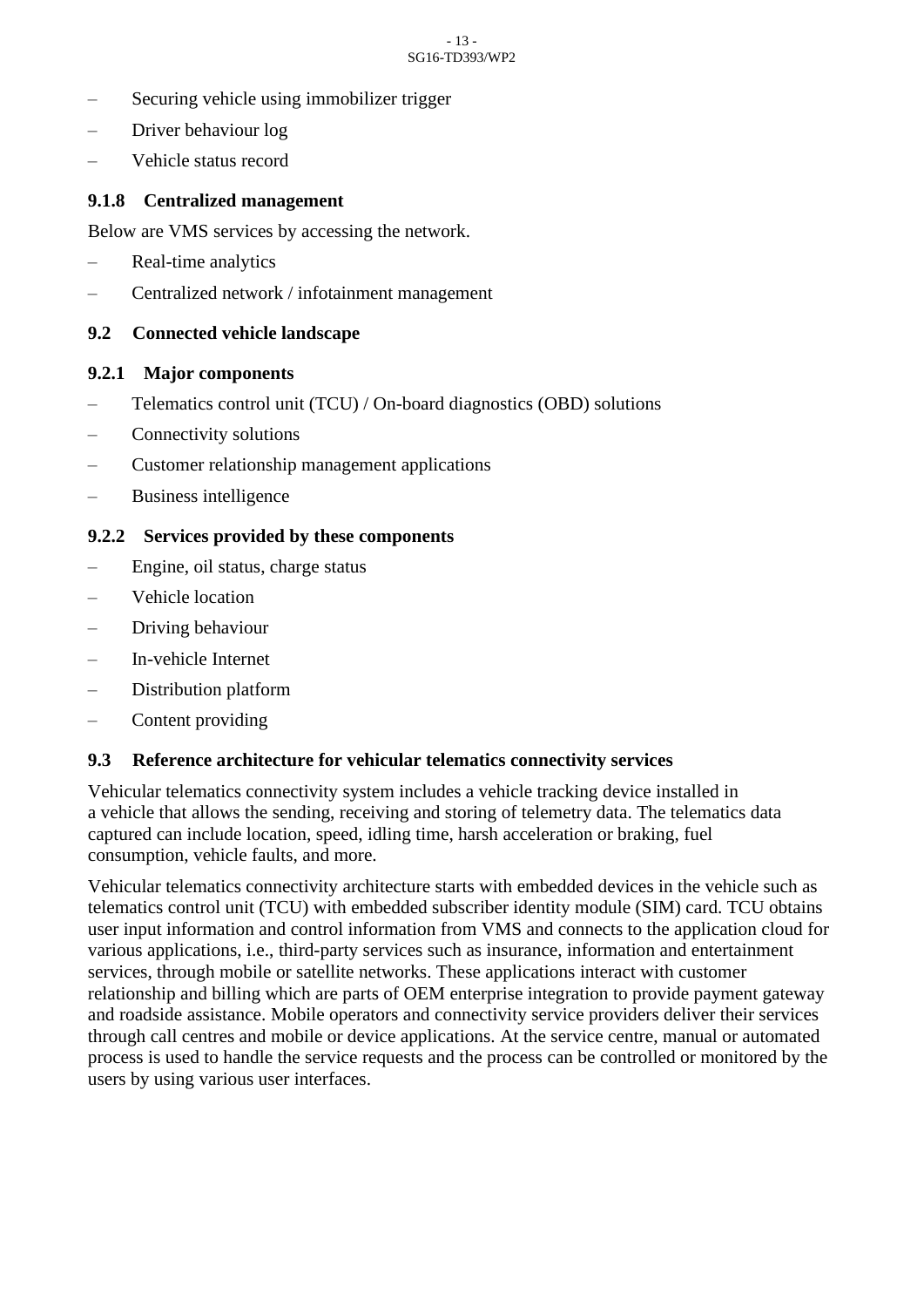- Securing vehicle using immobilizer trigger
- Driver behaviour log
- Vehicle status record

#### 9.1.8 Centralized management

Below are VMS services by accessing the network.

- Real-time analytics
- Centralized network / infotainment management

### 9.2 Connected vehicle landscape

#### 9.2.1 Major components

- Telematics control unit (TCU) / On-board diagnostics (OBD) solutions
- Connectivity solutions
- Customer relationship management applications
- Business intelligence

#### 9.2.2 Services provided by these components

- Engine, oil status, charge status
- Vehicle location
- Driving behaviour
- In-vehicle Internet
- Distribution platform
- Content providing

### 9.3 Reference architecture for vehicular telematics connectivity services

Vehicular telematics connectivity system includes a vehicle tracking device installed in a vehicle that allows the sending, receiving and storing of telemetry data. The telematics data captured can include location, speed, idling time, harsh acceleration or braking, fuel consumption, vehicle faults, and more.

Vehicular telematics connectivity architecture starts with embedded devices in the vehicle such as telematics control unit (TCU) with embedded subscriber identity module (SIM) card. TCU obtains user input information and control information from VMS and connects to the application cloud for various applications, i.e., third-party services such as insurance, information and entertainment services, through mobile or satellite networks. These applications interact with customer relationship and billing which are parts of OEM enterprise integration to provide payment gateway and roadside assistance. Mobile operators and connectivity service providers deliver their services through call centres and mobile or device applications. At the service centre, manual or automated process is used to handle the service requests and the process can be controlled or monitored by the users by using various user interfaces.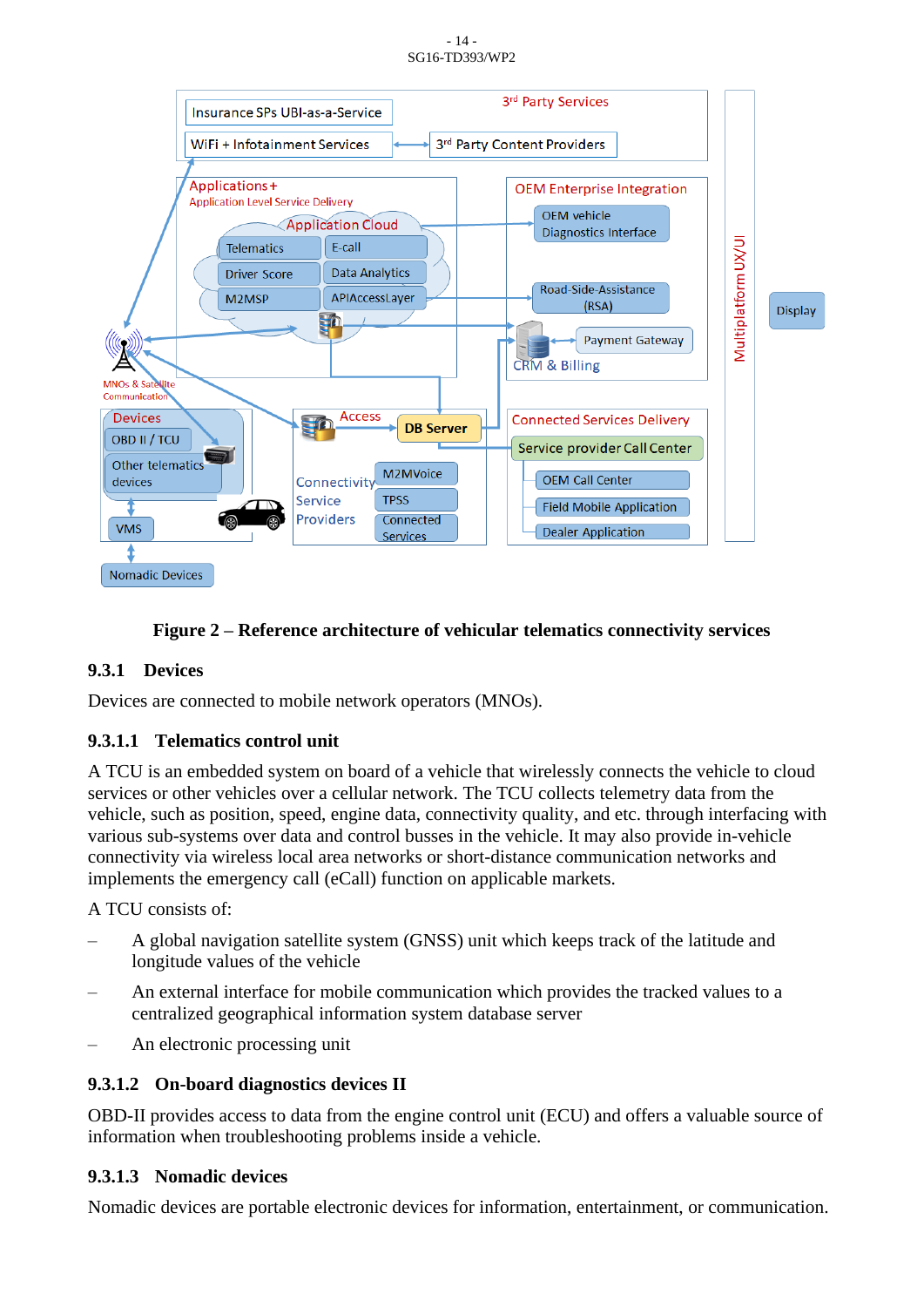**Figure 2 – Reference architecture of vehicular telematics connectivity services**

### 9.3.1 Devices

Devices are connected to mobile network operators (MNOs).

#### 9.3.1.1 Telematics control unit

A TCU is an embedded system on board of a vehicle that wirelessly connects the vehicle to cloud services or other vehicles over a cellular network. The TCU collects telemetry data from the vehicle, such as position, speed, engine data, connectivity quality, and etc. through interfacing with various sub-systems over data and control busses in the vehicle. It may also provide in-vehicle connectivity via wireless local area networks or short-distance communication networks and implements the emergency call (eCall) function on applicable markets.

A TCU consists of:

– A global navigation satellite system (GNSS) unit which keeps track of the latitude and longitude values of the vehicle

– An external interface for mobile communication which provides the tracked values to a centralized geographical information system database server

– An electronic processing unit

#### 9.3.1.2 On-board diagnostics devices II

OBD-II provides access to data from the engine control unit (ECU) and offers a valuable source of information when troubleshooting problems inside a vehicle.

#### 9.3.1.3 Nomadic devices

Nomadic devices are portable electronic devices for information, entertainment, or communication.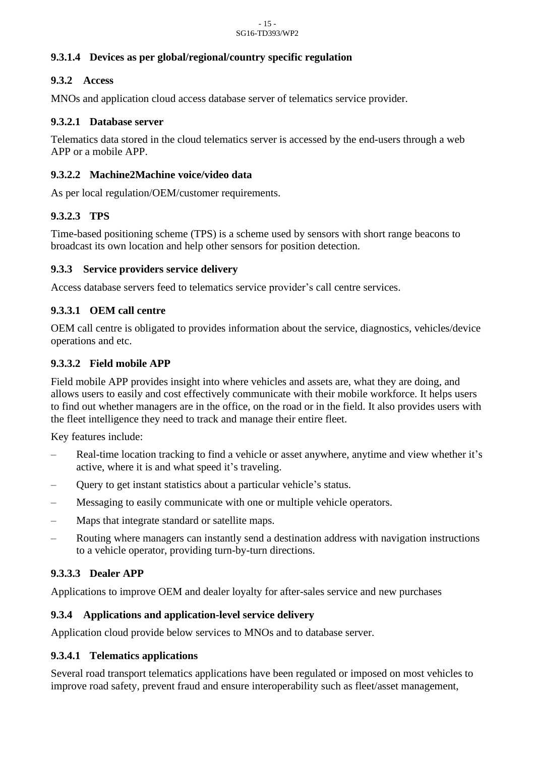#### 9.3.1.4 Devices as per global/regional/country specific regulation

### 9.3.2 Access

MNOs and application cloud access database server of telematics service provider.

#### 9.3.2.1 Database server

Telematics data stored in the cloud telematics server is accessed by the end-users through a web APP or a mobile APP.

#### 9.3.2.2 Machine2Machine voice/video data

As per local regulation/OEM/customer requirements.

#### 9.3.2.3 TPS

Time-based positioning scheme (TPS) is a scheme used by sensors with short range beacons to broadcast its own location and help other sensors for position detection.

### 9.3.3 Service providers service delivery

Access database servers feed to telematics service provider's call centre services.

#### 9.3.3.1 OEM call centre

OEM call centre is obligated to provides information about the service, diagnostics, vehicles/device operations and etc.

#### 9.3.3.2 Field mobile APP

Field mobile APP provides insight into where vehicles and assets are, what they are doing, and allows users to easily and cost effectively communicate with their mobile workforce. It helps users to find out whether managers are in the office, on the road or in the field. It also provides users with the fleet intelligence they need to track and manage their entire fleet.

Key features include:

– Real-time location tracking to find a vehicle or asset anywhere, anytime and view whether it's active, where it is and what speed it's traveling.
– Query to get instant statistics about a particular vehicle's status.
– Messaging to easily communicate with one or multiple vehicle operators.
– Maps that integrate standard or satellite maps.
– Routing where managers can instantly send a destination address with navigation instructions to a vehicle operator, providing turn-by-turn directions.

#### 9.3.3.3 Dealer APP

Applications to improve OEM and dealer loyalty for after-sales service and new purchases

### 9.3.4 Applications and application-level service delivery

Application cloud provide below services to MNOs and to database server.

#### 9.3.4.1 Telematics applications

Several road transport telematics applications have been regulated or imposed on most vehicles to improve road safety, prevent fraud and ensure interoperability such as fleet/asset management,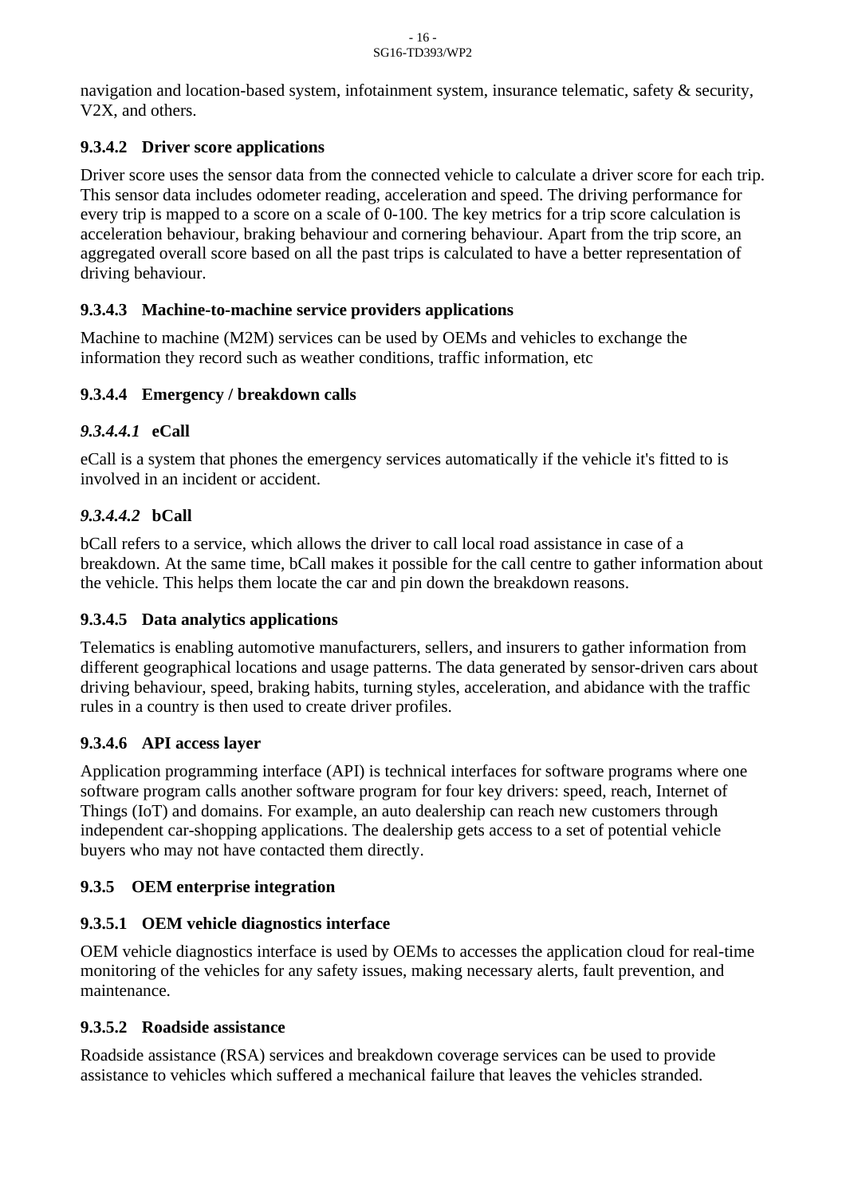navigation and location-based system, infotainment system, insurance telematic, safety & security, V2X, and others.

#### 9.3.4.2 Driver score applications

Driver score uses the sensor data from the connected vehicle to calculate a driver score for each trip. This sensor data includes odometer reading, acceleration and speed. The driving performance for every trip is mapped to a score on a scale of 0-100. The key metrics for a trip score calculation is acceleration behaviour, braking behaviour and cornering behaviour. Apart from the trip score, an aggregated overall score based on all the past trips is calculated to have a better representation of driving behaviour.

#### 9.3.4.3 Machine-to-machine service providers applications

Machine to machine (M2M) services can be used by OEMs and vehicles to exchange the information they record such as weather conditions, traffic information, etc

#### 9.3.4.4 Emergency / breakdown calls

##### *9.3.4.4.1* eCall

eCall is a system that phones the emergency services automatically if the vehicle it's fitted to is involved in an incident or accident.

##### *9.3.4.4.2* bCall

bCall refers to a service, which allows the driver to call local road assistance in case of a breakdown. At the same time, bCall makes it possible for the call centre to gather information about the vehicle. This helps them locate the car and pin down the breakdown reasons.

#### 9.3.4.5 Data analytics applications

Telematics is enabling automotive manufacturers, sellers, and insurers to gather information from different geographical locations and usage patterns. The data generated by sensor-driven cars about driving behaviour, speed, braking habits, turning styles, acceleration, and abidance with the traffic rules in a country is then used to create driver profiles.

#### 9.3.4.6 API access layer

Application programming interface (API) is technical interfaces for software programs where one software program calls another software program for four key drivers: speed, reach, Internet of Things (IoT) and domains. For example, an auto dealership can reach new customers through independent car-shopping applications. The dealership gets access to a set of potential vehicle buyers who may not have contacted them directly.

### 9.3.5 OEM enterprise integration

#### 9.3.5.1 OEM vehicle diagnostics interface

OEM vehicle diagnostics interface is used by OEMs to accesses the application cloud for real-time monitoring of the vehicles for any safety issues, making necessary alerts, fault prevention, and maintenance.

#### 9.3.5.2 Roadside assistance

Roadside assistance (RSA) services and breakdown coverage services can be used to provide assistance to vehicles which suffered a mechanical failure that leaves the vehicles stranded.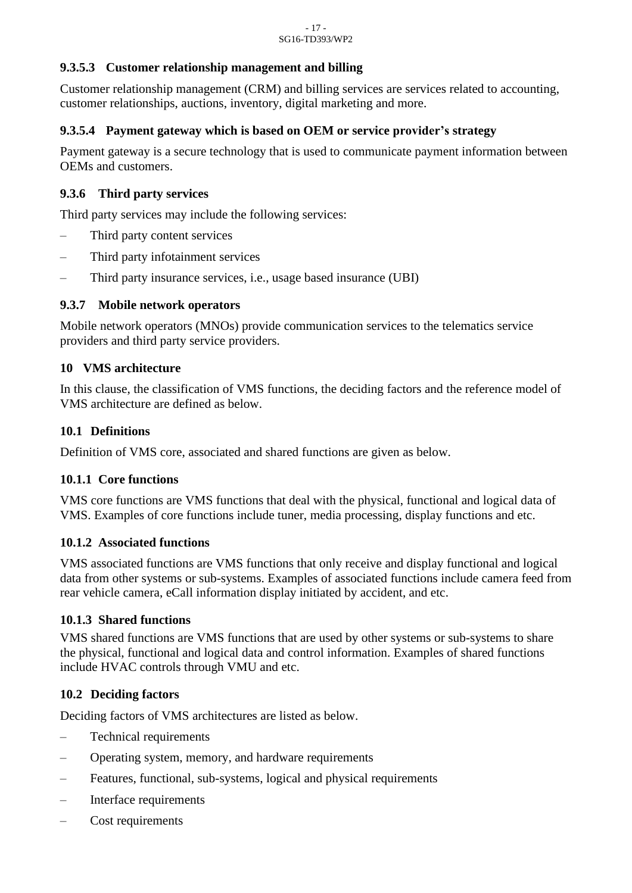#### 9.3.5.3 Customer relationship management and billing

Customer relationship management (CRM) and billing services are services related to accounting, customer relationships, auctions, inventory, digital marketing and more.

#### 9.3.5.4 Payment gateway which is based on OEM or service provider's strategy

Payment gateway is a secure technology that is used to communicate payment information between OEMs and customers.

### 9.3.6 Third party services

Third party services may include the following services:

– Third party content services

– Third party infotainment services

– Third party insurance services, i.e., usage based insurance (UBI)

### 9.3.7 Mobile network operators

Mobile network operators (MNOs) provide communication services to the telematics service providers and third party service providers.

# 10 VMS architecture

In this clause, the classification of VMS functions, the deciding factors and the reference model of VMS architecture are defined as below.

## 10.1 Definitions

Definition of VMS core, associated and shared functions are given as below.

### 10.1.1 Core functions

VMS core functions are VMS functions that deal with the physical, functional and logical data of VMS. Examples of core functions include tuner, media processing, display functions and etc.

### 10.1.2 Associated functions

VMS associated functions are VMS functions that only receive and display functional and logical data from other systems or sub-systems. Examples of associated functions include camera feed from rear vehicle camera, eCall information display initiated by accident, and etc.

### 10.1.3 Shared functions

VMS shared functions are VMS functions that are used by other systems or sub-systems to share the physical, functional and logical data and control information. Examples of shared functions include HVAC controls through VMU and etc.

## 10.2 Deciding factors

Deciding factors of VMS architectures are listed as below.

– Technical requirements

– Operating system, memory, and hardware requirements

– Features, functional, sub-systems, logical and physical requirements

– Interface requirements

– Cost requirements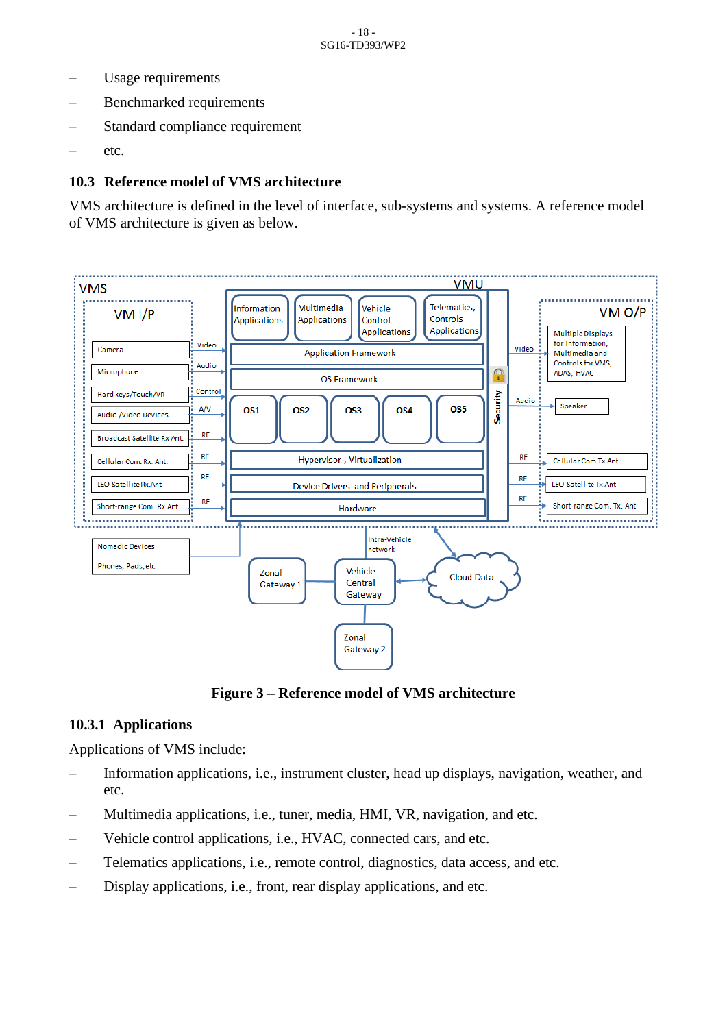– Usage requirements
– Benchmarked requirements
– Standard compliance requirement
– etc.

## 10.3 Reference model of VMS architecture

VMS architecture is defined in the level of interface, sub-systems and systems. A reference model of VMS architecture is given as below.

**Figure 3 – Reference model of VMS architecture**

### 10.3.1 Applications

Applications of VMS include:

– Information applications, i.e., instrument cluster, head up displays, navigation, weather, and etc.
– Multimedia applications, i.e., tuner, media, HMI, VR, navigation, and etc.
– Vehicle control applications, i.e., HVAC, connected cars, and etc.
– Telematics applications, i.e., remote control, diagnostics, data access, and etc.
– Display applications, i.e., front, rear display applications, and etc.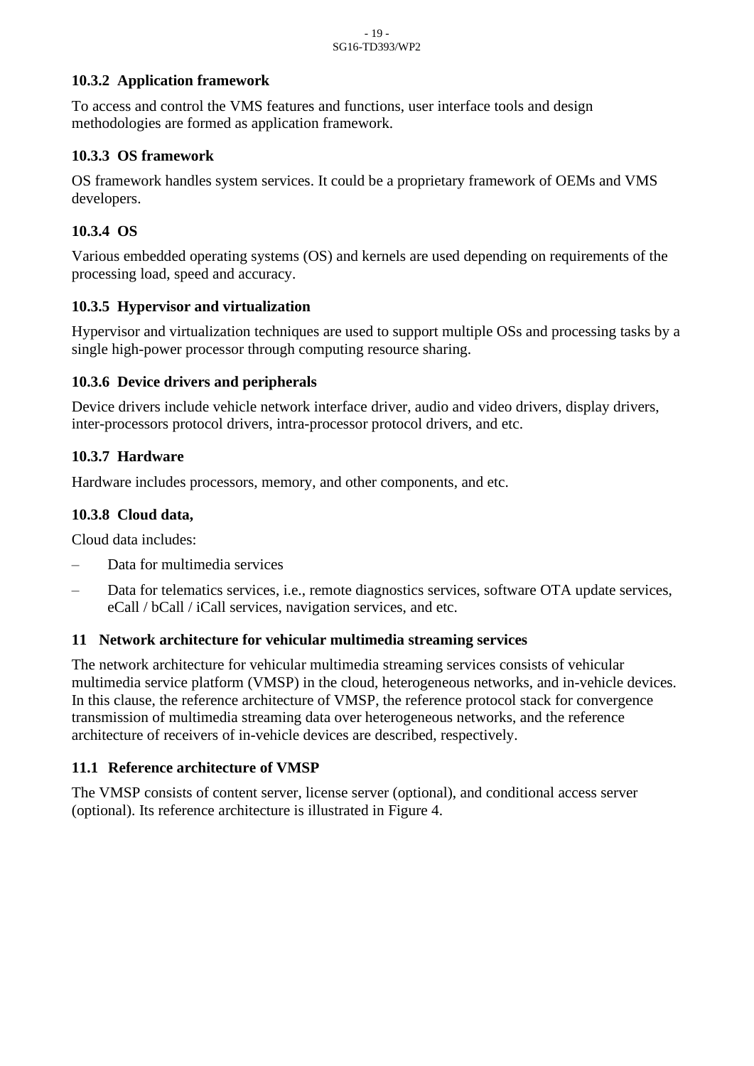### 10.3.2 Application framework

To access and control the VMS features and functions, user interface tools and design methodologies are formed as application framework.

### 10.3.3 OS framework

OS framework handles system services. It could be a proprietary framework of OEMs and VMS developers.

### 10.3.4 OS

Various embedded operating systems (OS) and kernels are used depending on requirements of the processing load, speed and accuracy.

### 10.3.5 Hypervisor and virtualization

Hypervisor and virtualization techniques are used to support multiple OSs and processing tasks by a single high-power processor through computing resource sharing.

### 10.3.6 Device drivers and peripherals

Device drivers include vehicle network interface driver, audio and video drivers, display drivers, inter-processors protocol drivers, intra-processor protocol drivers, and etc.

### 10.3.7 Hardware

Hardware includes processors, memory, and other components, and etc.

### 10.3.8 Cloud data,

Cloud data includes:

- Data for multimedia services
- Data for telematics services, i.e., remote diagnostics services, software OTA update services, eCall / bCall / iCall services, navigation services, and etc.

## 11 Network architecture for vehicular multimedia streaming services

The network architecture for vehicular multimedia streaming services consists of vehicular multimedia service platform (VMSP) in the cloud, heterogeneous networks, and in-vehicle devices. In this clause, the reference architecture of VMSP, the reference protocol stack for convergence transmission of multimedia streaming data over heterogeneous networks, and the reference architecture of receivers of in-vehicle devices are described, respectively.

### 11.1 Reference architecture of VMSP

The VMSP consists of content server, license server (optional), and conditional access server (optional). Its reference architecture is illustrated in Figure 4.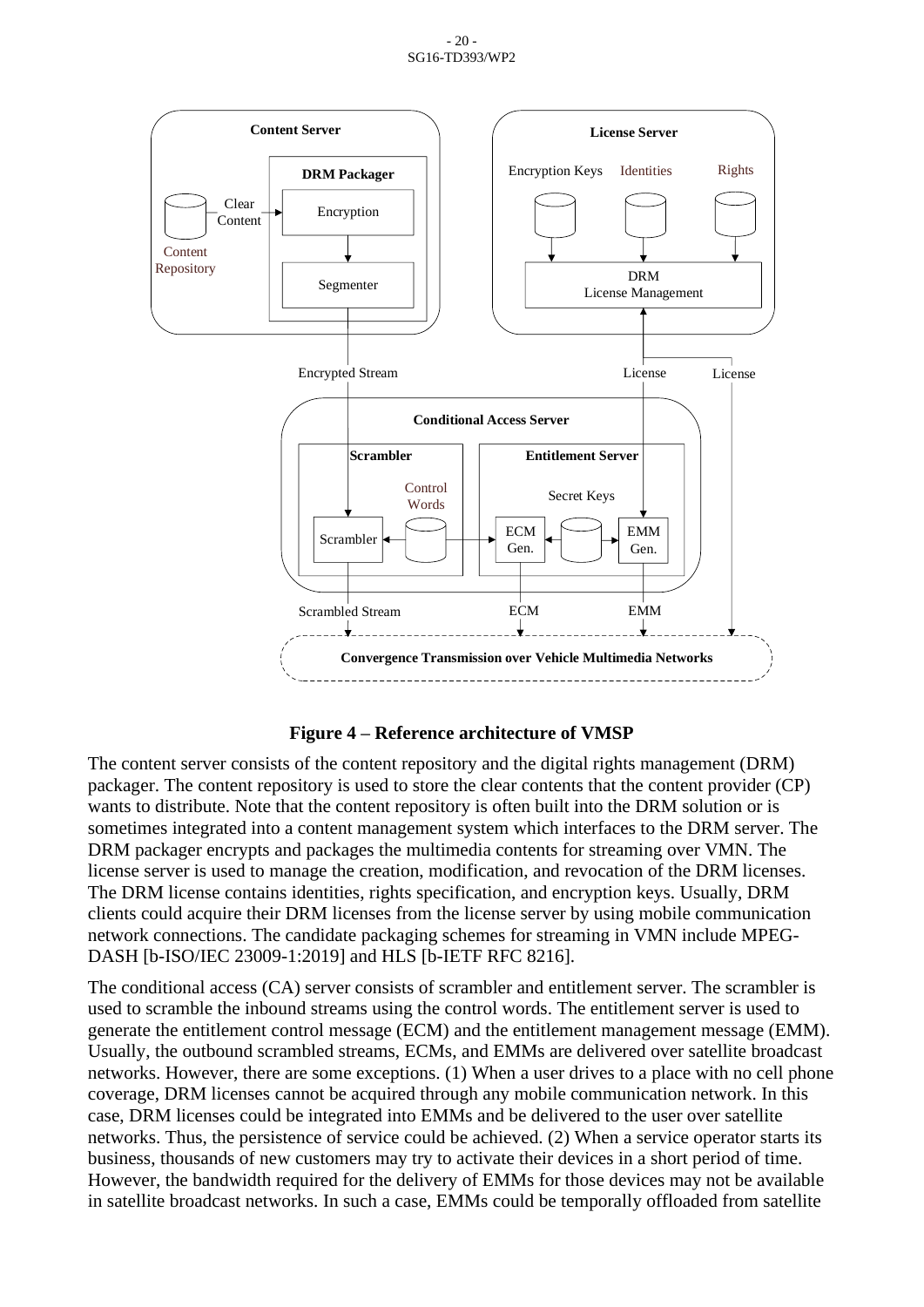**Figure 4 – Reference architecture of VMSP**

The content server consists of the content repository and the digital rights management (DRM) packager. The content repository is used to store the clear contents that the content provider (CP) wants to distribute. Note that the content repository is often built into the DRM solution or is sometimes integrated into a content management system which interfaces to the DRM server. The DRM packager encrypts and packages the multimedia contents for streaming over VMN. The license server is used to manage the creation, modification, and revocation of the DRM licenses. The DRM license contains identities, rights specification, and encryption keys. Usually, DRM clients could acquire their DRM licenses from the license server by using mobile communication network connections. The candidate packaging schemes for streaming in VMN include MPEG-DASH [b-ISO/IEC 23009-1:2019] and HLS [b-IETF RFC 8216].

The conditional access (CA) server consists of scrambler and entitlement server. The scrambler is used to scramble the inbound streams using the control words. The entitlement server is used to generate the entitlement control message (ECM) and the entitlement management message (EMM). Usually, the outbound scrambled streams, ECMs, and EMMs are delivered over satellite broadcast networks. However, there are some exceptions. (1) When a user drives to a place with no cell phone coverage, DRM licenses cannot be acquired through any mobile communication network. In this case, DRM licenses could be integrated into EMMs and be delivered to the user over satellite networks. Thus, the persistence of service could be achieved. (2) When a service operator starts its business, thousands of new customers may try to activate their devices in a short period of time. However, the bandwidth required for the delivery of EMMs for those devices may not be available in satellite broadcast networks. In such a case, EMMs could be temporally offloaded from satellite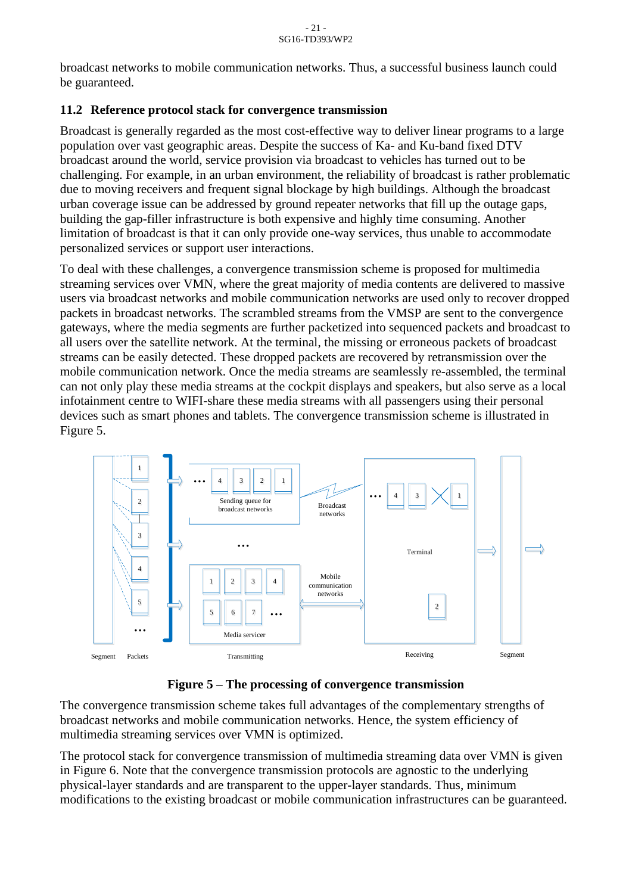broadcast networks to mobile communication networks. Thus, a successful business launch could be guaranteed.

### 11.2 Reference protocol stack for convergence transmission

Broadcast is generally regarded as the most cost-effective way to deliver linear programs to a large population over vast geographic areas. Despite the success of Ka- and Ku-band fixed DTV broadcast around the world, service provision via broadcast to vehicles has turned out to be challenging. For example, in an urban environment, the reliability of broadcast is rather problematic due to moving receivers and frequent signal blockage by high buildings. Although the broadcast urban coverage issue can be addressed by ground repeater networks that fill up the outage gaps, building the gap-filler infrastructure is both expensive and highly time consuming. Another limitation of broadcast is that it can only provide one-way services, thus unable to accommodate personalized services or support user interactions.

To deal with these challenges, a convergence transmission scheme is proposed for multimedia streaming services over VMN, where the great majority of media contents are delivered to massive users via broadcast networks and mobile communication networks are used only to recover dropped packets in broadcast networks. The scrambled streams from the VMSP are sent to the convergence gateways, where the media segments are further packetized into sequenced packets and broadcast to all users over the satellite network. At the terminal, the missing or erroneous packets of broadcast streams can be easily detected. These dropped packets are recovered by retransmission over the mobile communication network. Once the media streams are seamlessly re-assembled, the terminal can not only play these media streams at the cockpit displays and speakers, but also serve as a local infotainment centre to WIFI-share these media streams with all passengers using their personal devices such as smart phones and tablets. The convergence transmission scheme is illustrated in Figure 5.

**Figure 5 – The processing of convergence transmission**

The convergence transmission scheme takes full advantages of the complementary strengths of broadcast networks and mobile communication networks. Hence, the system efficiency of multimedia streaming services over VMN is optimized.

The protocol stack for convergence transmission of multimedia streaming data over VMN is given in Figure 6. Note that the convergence transmission protocols are agnostic to the underlying physical-layer standards and are transparent to the upper-layer standards. Thus, minimum modifications to the existing broadcast or mobile communication infrastructures can be guaranteed.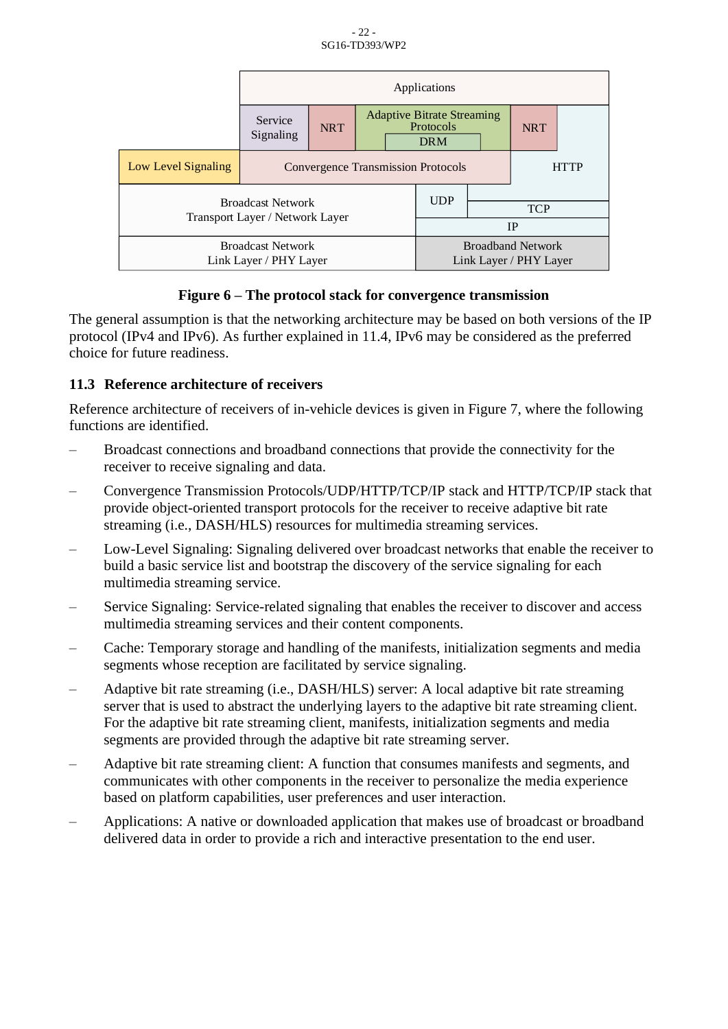| | Applications | | | | |
|---|---|---|---|---|---|
| | Service Signaling | NRT | Adaptive Bitrate Streaming Protocols / DRM | NRT | |
| Low Level Signaling | Convergence Transmission Protocols | | | | HTTP |
| Broadcast Network Transport Layer / Network Layer | | | UDP | TCP | |
| | | | IP | | |
| Broadcast Network Link Layer / PHY Layer | | | Broadband Network Link Layer / PHY Layer | | |

**Figure 6 – The protocol stack for convergence transmission**

The general assumption is that the networking architecture may be based on both versions of the IP protocol (IPv4 and IPv6). As further explained in 11.4, IPv6 may be considered as the preferred choice for future readiness.

### 11.3 Reference architecture of receivers

Reference architecture of receivers of in-vehicle devices is given in Figure 7, where the following functions are identified.

- Broadcast connections and broadband connections that provide the connectivity for the receiver to receive signaling and data.
- Convergence Transmission Protocols/UDP/HTTP/TCP/IP stack and HTTP/TCP/IP stack that provide object-oriented transport protocols for the receiver to receive adaptive bit rate streaming (i.e., DASH/HLS) resources for multimedia streaming services.
- Low-Level Signaling: Signaling delivered over broadcast networks that enable the receiver to build a basic service list and bootstrap the discovery of the service signaling for each multimedia streaming service.
- Service Signaling: Service-related signaling that enables the receiver to discover and access multimedia streaming services and their content components.
- Cache: Temporary storage and handling of the manifests, initialization segments and media segments whose reception are facilitated by service signaling.
- Adaptive bit rate streaming (i.e., DASH/HLS) server: A local adaptive bit rate streaming server that is used to abstract the underlying layers to the adaptive bit rate streaming client. For the adaptive bit rate streaming client, manifests, initialization segments and media segments are provided through the adaptive bit rate streaming server.
- Adaptive bit rate streaming client: A function that consumes manifests and segments, and communicates with other components in the receiver to personalize the media experience based on platform capabilities, user preferences and user interaction.
- Applications: A native or downloaded application that makes use of broadcast or broadband delivered data in order to provide a rich and interactive presentation to the end user.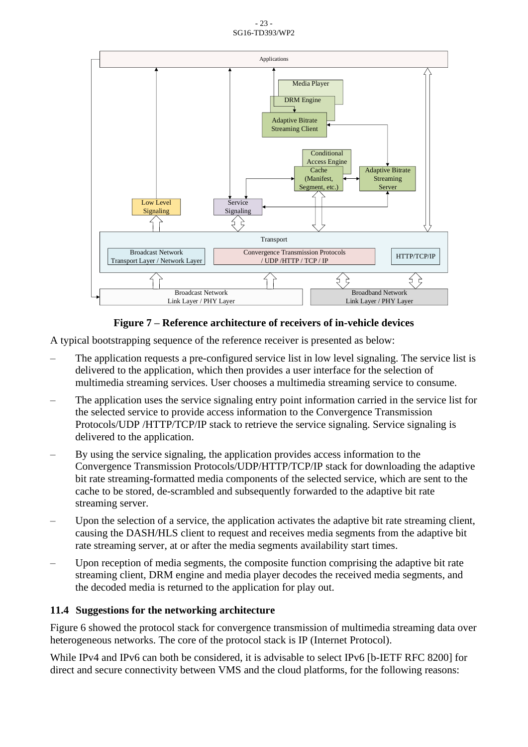**Figure 7 – Reference architecture of receivers of in-vehicle devices**

A typical bootstrapping sequence of the reference receiver is presented as below:

- The application requests a pre-configured service list in low level signaling. The service list is delivered to the application, which then provides a user interface for the selection of multimedia streaming services. User chooses a multimedia streaming service to consume.
- The application uses the service signaling entry point information carried in the service list for the selected service to provide access information to the Convergence Transmission Protocols/UDP /HTTP/TCP/IP stack to retrieve the service signaling. Service signaling is delivered to the application.
- By using the service signaling, the application provides access information to the Convergence Transmission Protocols/UDP/HTTP/TCP/IP stack for downloading the adaptive bit rate streaming-formatted media components of the selected service, which are sent to the cache to be stored, de-scrambled and subsequently forwarded to the adaptive bit rate streaming server.
- Upon the selection of a service, the application activates the adaptive bit rate streaming client, causing the DASH/HLS client to request and receives media segments from the adaptive bit rate streaming server, at or after the media segments availability start times.
- Upon reception of media segments, the composite function comprising the adaptive bit rate streaming client, DRM engine and media player decodes the received media segments, and the decoded media is returned to the application for play out.

### 11.4 Suggestions for the networking architecture

Figure 6 showed the protocol stack for convergence transmission of multimedia streaming data over heterogeneous networks. The core of the protocol stack is IP (Internet Protocol).

While IPv4 and IPv6 can both be considered, it is advisable to select IPv6 [b-IETF RFC 8200] for direct and secure connectivity between VMS and the cloud platforms, for the following reasons: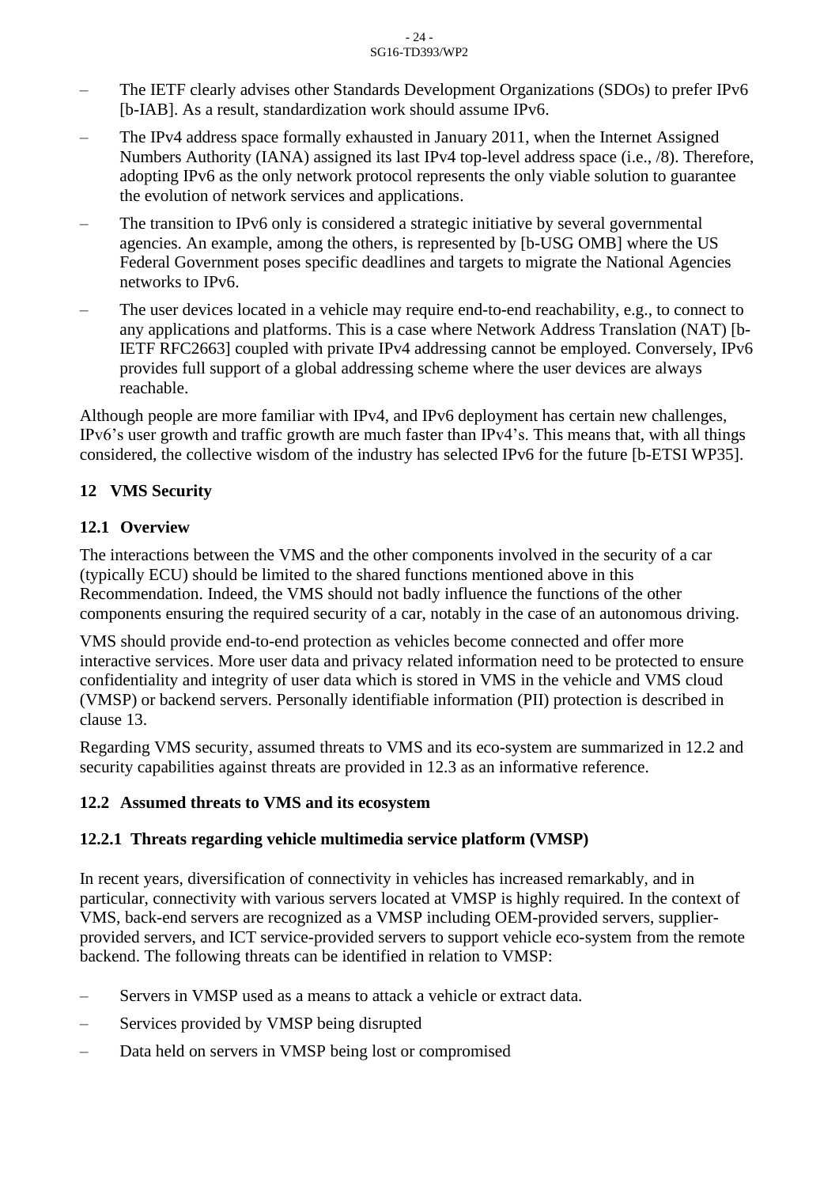– The IETF clearly advises other Standards Development Organizations (SDOs) to prefer IPv6 [b-IAB]. As a result, standardization work should assume IPv6.

– The IPv4 address space formally exhausted in January 2011, when the Internet Assigned Numbers Authority (IANA) assigned its last IPv4 top-level address space (i.e., /8). Therefore, adopting IPv6 as the only network protocol represents the only viable solution to guarantee the evolution of network services and applications.

– The transition to IPv6 only is considered a strategic initiative by several governmental agencies. An example, among the others, is represented by [b-USG OMB] where the US Federal Government poses specific deadlines and targets to migrate the National Agencies networks to IPv6.

– The user devices located in a vehicle may require end-to-end reachability, e.g., to connect to any applications and platforms. This is a case where Network Address Translation (NAT) [b-IETF RFC2663] coupled with private IPv4 addressing cannot be employed. Conversely, IPv6 provides full support of a global addressing scheme where the user devices are always reachable.

Although people are more familiar with IPv4, and IPv6 deployment has certain new challenges, IPv6's user growth and traffic growth are much faster than IPv4's. This means that, with all things considered, the collective wisdom of the industry has selected IPv6 for the future [b-ETSI WP35].

## 12 VMS Security

### 12.1 Overview

The interactions between the VMS and the other components involved in the security of a car (typically ECU) should be limited to the shared functions mentioned above in this Recommendation. Indeed, the VMS should not badly influence the functions of the other components ensuring the required security of a car, notably in the case of an autonomous driving.

VMS should provide end-to-end protection as vehicles become connected and offer more interactive services. More user data and privacy related information need to be protected to ensure confidentiality and integrity of user data which is stored in VMS in the vehicle and VMS cloud (VMSP) or backend servers. Personally identifiable information (PII) protection is described in clause 13.

Regarding VMS security, assumed threats to VMS and its eco-system are summarized in 12.2 and security capabilities against threats are provided in 12.3 as an informative reference.

### 12.2 Assumed threats to VMS and its ecosystem

#### 12.2.1 Threats regarding vehicle multimedia service platform (VMSP)

In recent years, diversification of connectivity in vehicles has increased remarkably, and in particular, connectivity with various servers located at VMSP is highly required. In the context of VMS, back-end servers are recognized as a VMSP including OEM-provided servers, supplier-provided servers, and ICT service-provided servers to support vehicle eco-system from the remote backend. The following threats can be identified in relation to VMSP:

– Servers in VMSP used as a means to attack a vehicle or extract data.

– Services provided by VMSP being disrupted

– Data held on servers in VMSP being lost or compromised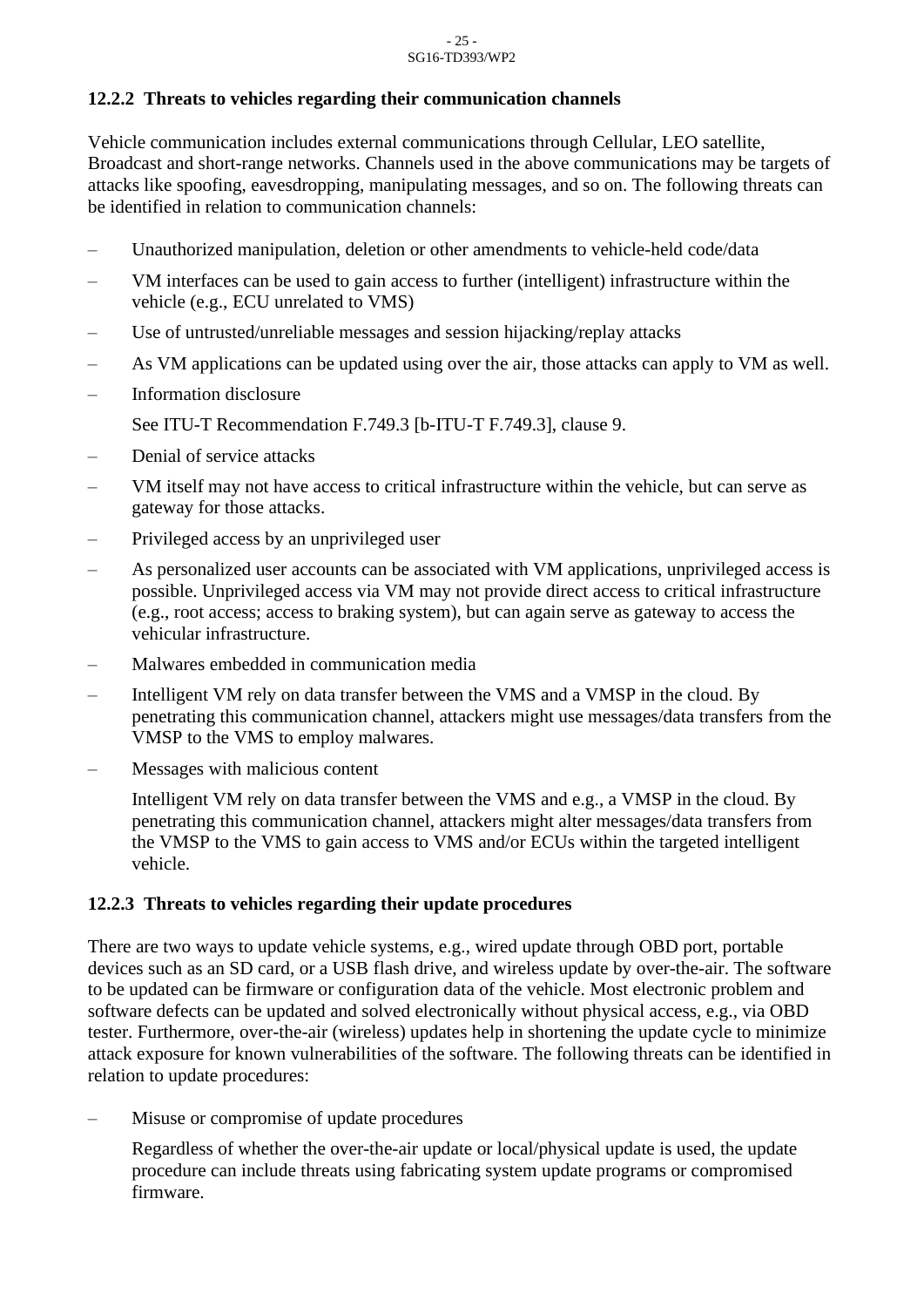### 12.2.2 Threats to vehicles regarding their communication channels

Vehicle communication includes external communications through Cellular, LEO satellite, Broadcast and short-range networks. Channels used in the above communications may be targets of attacks like spoofing, eavesdropping, manipulating messages, and so on. The following threats can be identified in relation to communication channels:

- Unauthorized manipulation, deletion or other amendments to vehicle-held code/data
- VM interfaces can be used to gain access to further (intelligent) infrastructure within the vehicle (e.g., ECU unrelated to VMS)
- Use of untrusted/unreliable messages and session hijacking/replay attacks
- As VM applications can be updated using over the air, those attacks can apply to VM as well.
- Information disclosure

  See ITU-T Recommendation F.749.3 [b-ITU-T F.749.3], clause 9.
- Denial of service attacks
- VM itself may not have access to critical infrastructure within the vehicle, but can serve as gateway for those attacks.
- Privileged access by an unprivileged user
- As personalized user accounts can be associated with VM applications, unprivileged access is possible. Unprivileged access via VM may not provide direct access to critical infrastructure (e.g., root access; access to braking system), but can again serve as gateway to access the vehicular infrastructure.
- Malwares embedded in communication media
- Intelligent VM rely on data transfer between the VMS and a VMSP in the cloud. By penetrating this communication channel, attackers might use messages/data transfers from the VMSP to the VMS to employ malwares.
- Messages with malicious content

  Intelligent VM rely on data transfer between the VMS and e.g., a VMSP in the cloud. By penetrating this communication channel, attackers might alter messages/data transfers from the VMSP to the VMS to gain access to VMS and/or ECUs within the targeted intelligent vehicle.

### 12.2.3 Threats to vehicles regarding their update procedures

There are two ways to update vehicle systems, e.g., wired update through OBD port, portable devices such as an SD card, or a USB flash drive, and wireless update by over-the-air. The software to be updated can be firmware or configuration data of the vehicle. Most electronic problem and software defects can be updated and solved electronically without physical access, e.g., via OBD tester. Furthermore, over-the-air (wireless) updates help in shortening the update cycle to minimize attack exposure for known vulnerabilities of the software. The following threats can be identified in relation to update procedures:

- Misuse or compromise of update procedures

  Regardless of whether the over-the-air update or local/physical update is used, the update procedure can include threats using fabricating system update programs or compromised firmware.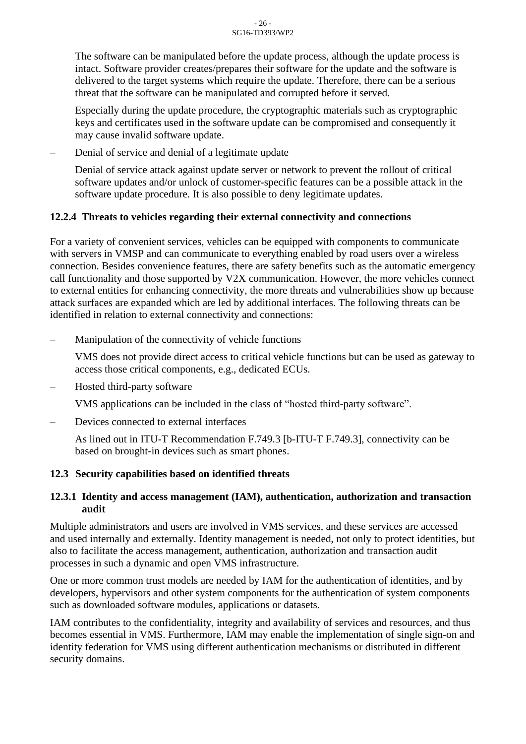The software can be manipulated before the update process, although the update process is intact. Software provider creates/prepares their software for the update and the software is delivered to the target systems which require the update. Therefore, there can be a serious threat that the software can be manipulated and corrupted before it served.

Especially during the update procedure, the cryptographic materials such as cryptographic keys and certificates used in the software update can be compromised and consequently it may cause invalid software update.

– Denial of service and denial of a legitimate update

  Denial of service attack against update server or network to prevent the rollout of critical software updates and/or unlock of customer-specific features can be a possible attack in the software update procedure. It is also possible to deny legitimate updates.

#### 12.2.4 Threats to vehicles regarding their external connectivity and connections

For a variety of convenient services, vehicles can be equipped with components to communicate with servers in VMSP and can communicate to everything enabled by road users over a wireless connection. Besides convenience features, there are safety benefits such as the automatic emergency call functionality and those supported by V2X communication. However, the more vehicles connect to external entities for enhancing connectivity, the more threats and vulnerabilities show up because attack surfaces are expanded which are led by additional interfaces. The following threats can be identified in relation to external connectivity and connections:

– Manipulation of the connectivity of vehicle functions

  VMS does not provide direct access to critical vehicle functions but can be used as gateway to access those critical components, e.g., dedicated ECUs.

– Hosted third-party software

  VMS applications can be included in the class of "hosted third-party software".

– Devices connected to external interfaces

  As lined out in ITU-T Recommendation F.749.3 [b-ITU-T F.749.3], connectivity can be based on brought-in devices such as smart phones.

### 12.3 Security capabilities based on identified threats

#### 12.3.1 Identity and access management (IAM), authentication, authorization and transaction audit

Multiple administrators and users are involved in VMS services, and these services are accessed and used internally and externally. Identity management is needed, not only to protect identities, but also to facilitate the access management, authentication, authorization and transaction audit processes in such a dynamic and open VMS infrastructure.

One or more common trust models are needed by IAM for the authentication of identities, and by developers, hypervisors and other system components for the authentication of system components such as downloaded software modules, applications or datasets.

IAM contributes to the confidentiality, integrity and availability of services and resources, and thus becomes essential in VMS. Furthermore, IAM may enable the implementation of single sign-on and identity federation for VMS using different authentication mechanisms or distributed in different security domains.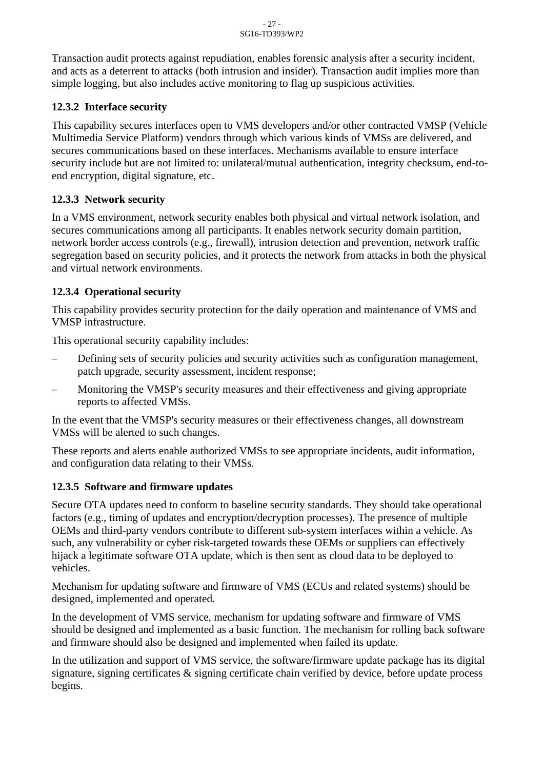Transaction audit protects against repudiation, enables forensic analysis after a security incident, and acts as a deterrent to attacks (both intrusion and insider). Transaction audit implies more than simple logging, but also includes active monitoring to flag up suspicious activities.

### 12.3.2 Interface security

This capability secures interfaces open to VMS developers and/or other contracted VMSP (Vehicle Multimedia Service Platform) vendors through which various kinds of VMSs are delivered, and secures communications based on these interfaces. Mechanisms available to ensure interface security include but are not limited to: unilateral/mutual authentication, integrity checksum, end-to-end encryption, digital signature, etc.

### 12.3.3 Network security

In a VMS environment, network security enables both physical and virtual network isolation, and secures communications among all participants. It enables network security domain partition, network border access controls (e.g., firewall), intrusion detection and prevention, network traffic segregation based on security policies, and it protects the network from attacks in both the physical and virtual network environments.

### 12.3.4 Operational security

This capability provides security protection for the daily operation and maintenance of VMS and VMSP infrastructure.

This operational security capability includes:

– Defining sets of security policies and security activities such as configuration management, patch upgrade, security assessment, incident response;

– Monitoring the VMSP's security measures and their effectiveness and giving appropriate reports to affected VMSs.

In the event that the VMSP's security measures or their effectiveness changes, all downstream VMSs will be alerted to such changes.

These reports and alerts enable authorized VMSs to see appropriate incidents, audit information, and configuration data relating to their VMSs.

### 12.3.5 Software and firmware updates

Secure OTA updates need to conform to baseline security standards. They should take operational factors (e.g., timing of updates and encryption/decryption processes). The presence of multiple OEMs and third-party vendors contribute to different sub-system interfaces within a vehicle. As such, any vulnerability or cyber risk-targeted towards these OEMs or suppliers can effectively hijack a legitimate software OTA update, which is then sent as cloud data to be deployed to vehicles.

Mechanism for updating software and firmware of VMS (ECUs and related systems) should be designed, implemented and operated.

In the development of VMS service, mechanism for updating software and firmware of VMS should be designed and implemented as a basic function. The mechanism for rolling back software and firmware should also be designed and implemented when failed its update.

In the utilization and support of VMS service, the software/firmware update package has its digital signature, signing certificates & signing certificate chain verified by device, before update process begins.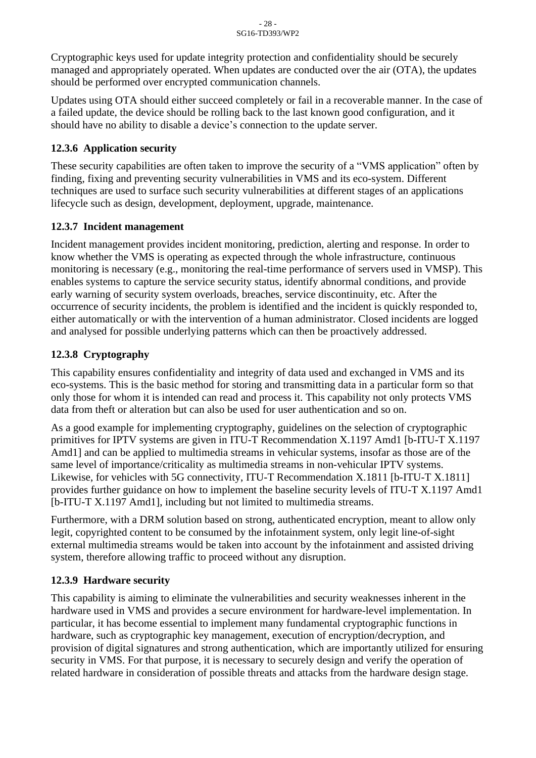Cryptographic keys used for update integrity protection and confidentiality should be securely managed and appropriately operated. When updates are conducted over the air (OTA), the updates should be performed over encrypted communication channels.

Updates using OTA should either succeed completely or fail in a recoverable manner. In the case of a failed update, the device should be rolling back to the last known good configuration, and it should have no ability to disable a device's connection to the update server.

### 12.3.6 Application security

These security capabilities are often taken to improve the security of a "VMS application" often by finding, fixing and preventing security vulnerabilities in VMS and its eco-system. Different techniques are used to surface such security vulnerabilities at different stages of an applications lifecycle such as design, development, deployment, upgrade, maintenance.

### 12.3.7 Incident management

Incident management provides incident monitoring, prediction, alerting and response. In order to know whether the VMS is operating as expected through the whole infrastructure, continuous monitoring is necessary (e.g., monitoring the real-time performance of servers used in VMSP). This enables systems to capture the service security status, identify abnormal conditions, and provide early warning of security system overloads, breaches, service discontinuity, etc. After the occurrence of security incidents, the problem is identified and the incident is quickly responded to, either automatically or with the intervention of a human administrator. Closed incidents are logged and analysed for possible underlying patterns which can then be proactively addressed.

### 12.3.8 Cryptography

This capability ensures confidentiality and integrity of data used and exchanged in VMS and its eco-systems. This is the basic method for storing and transmitting data in a particular form so that only those for whom it is intended can read and process it. This capability not only protects VMS data from theft or alteration but can also be used for user authentication and so on.

As a good example for implementing cryptography, guidelines on the selection of cryptographic primitives for IPTV systems are given in ITU-T Recommendation X.1197 Amd1 [b-ITU-T X.1197 Amd1] and can be applied to multimedia streams in vehicular systems, insofar as those are of the same level of importance/criticality as multimedia streams in non-vehicular IPTV systems. Likewise, for vehicles with 5G connectivity, ITU-T Recommendation X.1811 [b-ITU-T X.1811] provides further guidance on how to implement the baseline security levels of ITU-T X.1197 Amd1 [b-ITU-T X.1197 Amd1], including but not limited to multimedia streams.

Furthermore, with a DRM solution based on strong, authenticated encryption, meant to allow only legit, copyrighted content to be consumed by the infotainment system, only legit line-of-sight external multimedia streams would be taken into account by the infotainment and assisted driving system, therefore allowing traffic to proceed without any disruption.

### 12.3.9 Hardware security

This capability is aiming to eliminate the vulnerabilities and security weaknesses inherent in the hardware used in VMS and provides a secure environment for hardware-level implementation. In particular, it has become essential to implement many fundamental cryptographic functions in hardware, such as cryptographic key management, execution of encryption/decryption, and provision of digital signatures and strong authentication, which are importantly utilized for ensuring security in VMS. For that purpose, it is necessary to securely design and verify the operation of related hardware in consideration of possible threats and attacks from the hardware design stage.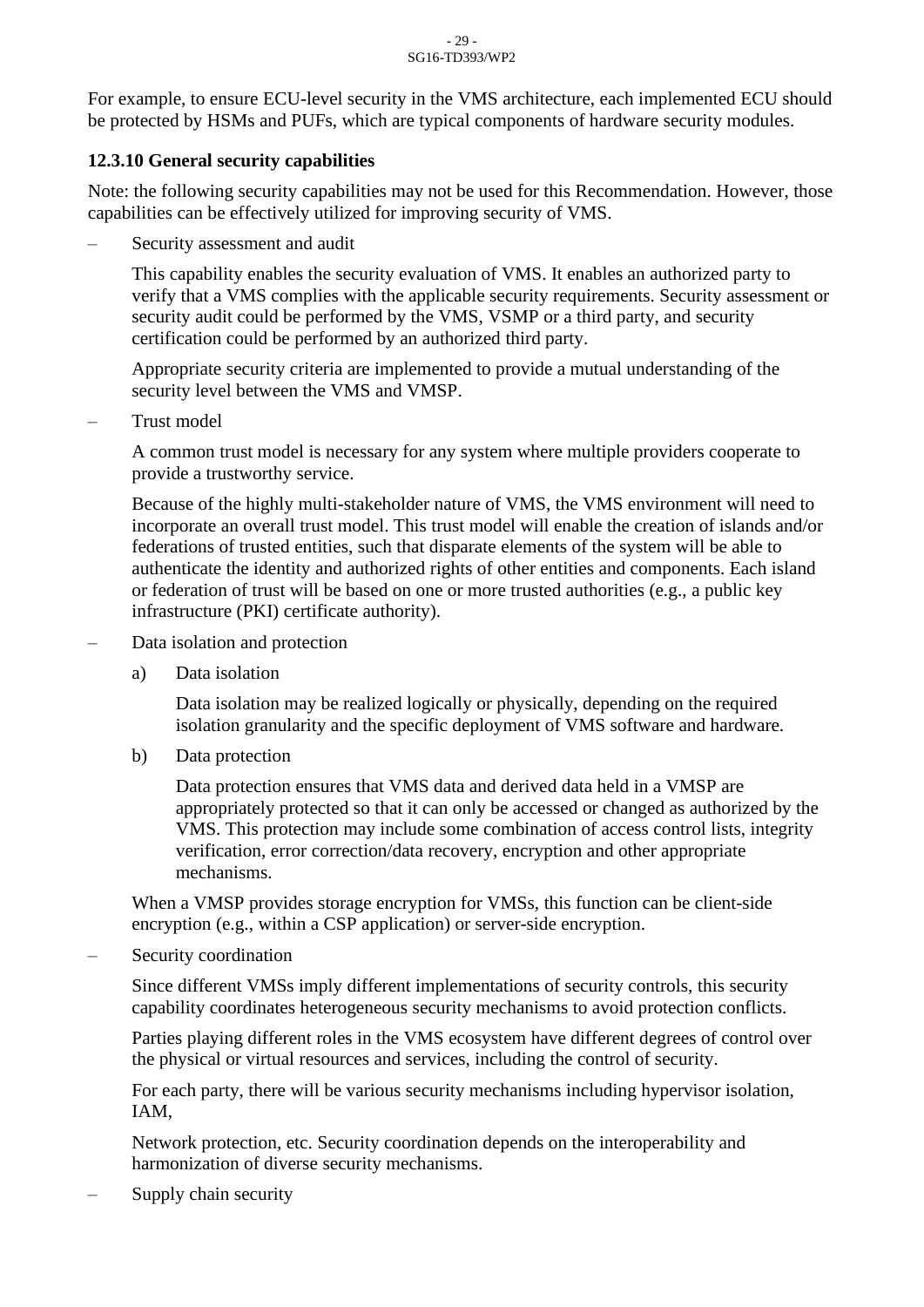For example, to ensure ECU-level security in the VMS architecture, each implemented ECU should be protected by HSMs and PUFs, which are typical components of hardware security modules.

### 12.3.10 General security capabilities

Note: the following security capabilities may not be used for this Recommendation. However, those capabilities can be effectively utilized for improving security of VMS.

– Security assessment and audit

  This capability enables the security evaluation of VMS. It enables an authorized party to verify that a VMS complies with the applicable security requirements. Security assessment or security audit could be performed by the VMS, VSMP or a third party, and security certification could be performed by an authorized third party.

  Appropriate security criteria are implemented to provide a mutual understanding of the security level between the VMS and VMSP.

– Trust model

  A common trust model is necessary for any system where multiple providers cooperate to provide a trustworthy service.

  Because of the highly multi-stakeholder nature of VMS, the VMS environment will need to incorporate an overall trust model. This trust model will enable the creation of islands and/or federations of trusted entities, such that disparate elements of the system will be able to authenticate the identity and authorized rights of other entities and components. Each island or federation of trust will be based on one or more trusted authorities (e.g., a public key infrastructure (PKI) certificate authority).

– Data isolation and protection

  a) Data isolation

     Data isolation may be realized logically or physically, depending on the required isolation granularity and the specific deployment of VMS software and hardware.

  b) Data protection

     Data protection ensures that VMS data and derived data held in a VMSP are appropriately protected so that it can only be accessed or changed as authorized by the VMS. This protection may include some combination of access control lists, integrity verification, error correction/data recovery, encryption and other appropriate mechanisms.

  When a VMSP provides storage encryption for VMSs, this function can be client-side encryption (e.g., within a CSP application) or server-side encryption.

– Security coordination

  Since different VMSs imply different implementations of security controls, this security capability coordinates heterogeneous security mechanisms to avoid protection conflicts.

  Parties playing different roles in the VMS ecosystem have different degrees of control over the physical or virtual resources and services, including the control of security.

  For each party, there will be various security mechanisms including hypervisor isolation, IAM,

  Network protection, etc. Security coordination depends on the interoperability and harmonization of diverse security mechanisms.

– Supply chain security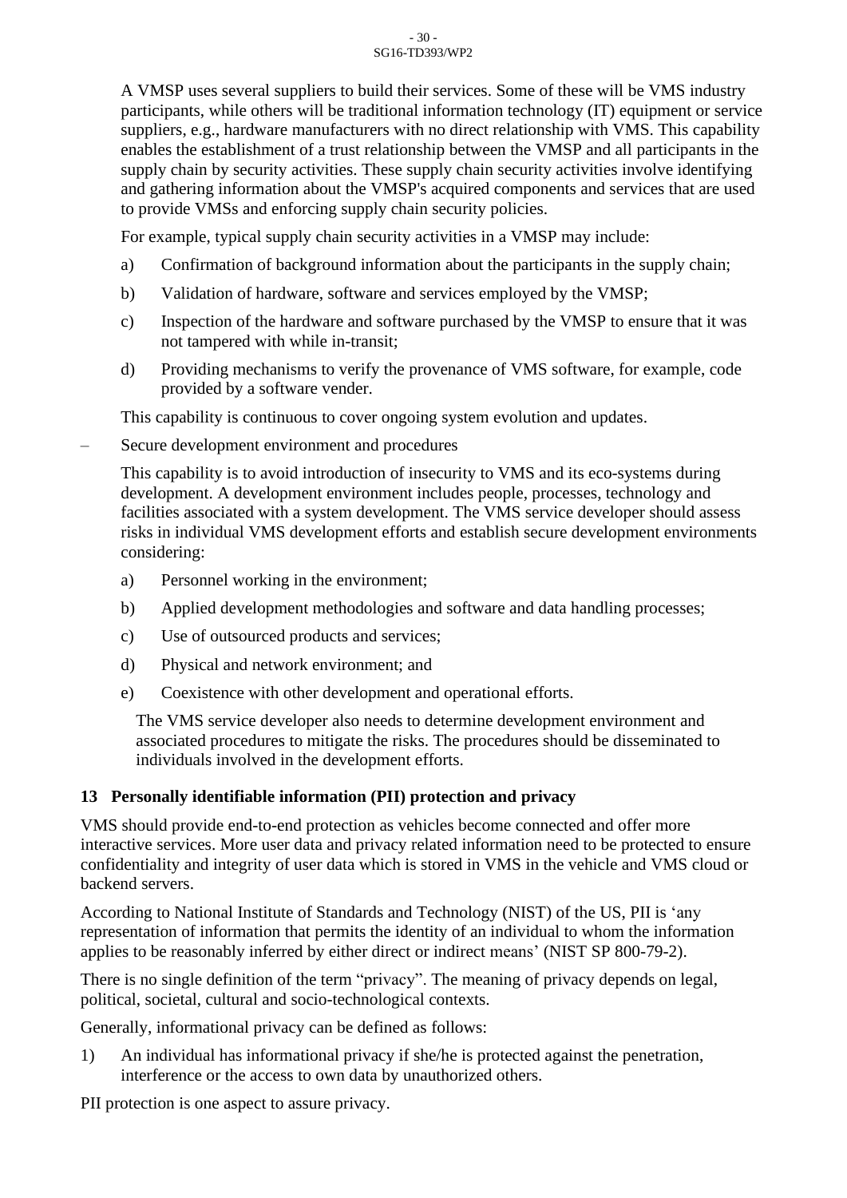A VMSP uses several suppliers to build their services. Some of these will be VMS industry participants, while others will be traditional information technology (IT) equipment or service suppliers, e.g., hardware manufacturers with no direct relationship with VMS. This capability enables the establishment of a trust relationship between the VMSP and all participants in the supply chain by security activities. These supply chain security activities involve identifying and gathering information about the VMSP's acquired components and services that are used to provide VMSs and enforcing supply chain security policies.

For example, typical supply chain security activities in a VMSP may include:

a) Confirmation of background information about the participants in the supply chain;

b) Validation of hardware, software and services employed by the VMSP;

c) Inspection of the hardware and software purchased by the VMSP to ensure that it was not tampered with while in-transit;

d) Providing mechanisms to verify the provenance of VMS software, for example, code provided by a software vender.

This capability is continuous to cover ongoing system evolution and updates.

– Secure development environment and procedures

This capability is to avoid introduction of insecurity to VMS and its eco-systems during development. A development environment includes people, processes, technology and facilities associated with a system development. The VMS service developer should assess risks in individual VMS development efforts and establish secure development environments considering:

a) Personnel working in the environment;

b) Applied development methodologies and software and data handling processes;

c) Use of outsourced products and services;

d) Physical and network environment; and

e) Coexistence with other development and operational efforts.

The VMS service developer also needs to determine development environment and associated procedures to mitigate the risks. The procedures should be disseminated to individuals involved in the development efforts.

## 13 Personally identifiable information (PII) protection and privacy

VMS should provide end-to-end protection as vehicles become connected and offer more interactive services. More user data and privacy related information need to be protected to ensure confidentiality and integrity of user data which is stored in VMS in the vehicle and VMS cloud or backend servers.

According to National Institute of Standards and Technology (NIST) of the US, PII is ‘any representation of information that permits the identity of an individual to whom the information applies to be reasonably inferred by either direct or indirect means’ (NIST SP 800-79-2).

There is no single definition of the term “privacy”. The meaning of privacy depends on legal, political, societal, cultural and socio-technological contexts.

Generally, informational privacy can be defined as follows:

1) An individual has informational privacy if she/he is protected against the penetration, interference or the access to own data by unauthorized others.

PII protection is one aspect to assure privacy.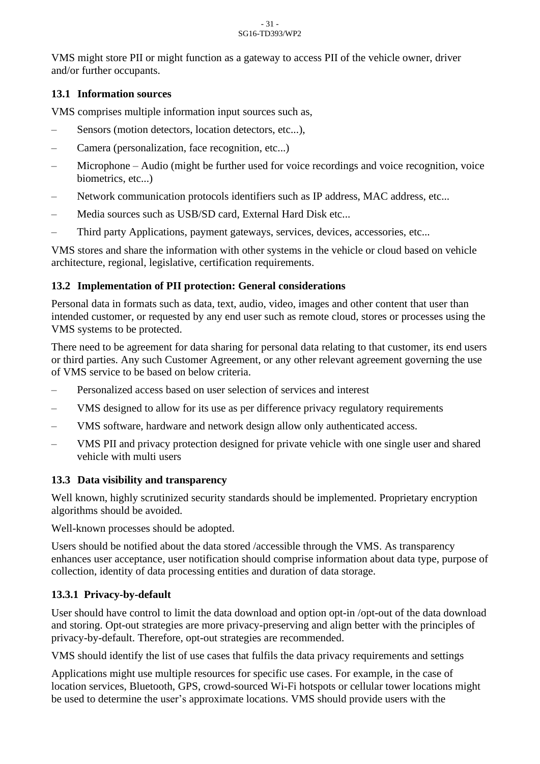VMS might store PII or might function as a gateway to access PII of the vehicle owner, driver and/or further occupants.

### 13.1 Information sources

VMS comprises multiple information input sources such as,

- Sensors (motion detectors, location detectors, etc...),
- Camera (personalization, face recognition, etc...)
- Microphone – Audio (might be further used for voice recordings and voice recognition, voice biometrics, etc...)
- Network communication protocols identifiers such as IP address, MAC address, etc...
- Media sources such as USB/SD card, External Hard Disk etc...
- Third party Applications, payment gateways, services, devices, accessories, etc...

VMS stores and share the information with other systems in the vehicle or cloud based on vehicle architecture, regional, legislative, certification requirements.

### 13.2 Implementation of PII protection: General considerations

Personal data in formats such as data, text, audio, video, images and other content that user than intended customer, or requested by any end user such as remote cloud, stores or processes using the VMS systems to be protected.

There need to be agreement for data sharing for personal data relating to that customer, its end users or third parties. Any such Customer Agreement, or any other relevant agreement governing the use of VMS service to be based on below criteria.

- Personalized access based on user selection of services and interest
- VMS designed to allow for its use as per difference privacy regulatory requirements
- VMS software, hardware and network design allow only authenticated access.
- VMS PII and privacy protection designed for private vehicle with one single user and shared vehicle with multi users

### 13.3 Data visibility and transparency

Well known, highly scrutinized security standards should be implemented. Proprietary encryption algorithms should be avoided.

Well-known processes should be adopted.

Users should be notified about the data stored /accessible through the VMS. As transparency enhances user acceptance, user notification should comprise information about data type, purpose of collection, identity of data processing entities and duration of data storage.

#### 13.3.1 Privacy-by-default

User should have control to limit the data download and option opt-in /opt-out of the data download and storing. Opt-out strategies are more privacy-preserving and align better with the principles of privacy-by-default. Therefore, opt-out strategies are recommended.

VMS should identify the list of use cases that fulfils the data privacy requirements and settings

Applications might use multiple resources for specific use cases. For example, in the case of location services, Bluetooth, GPS, crowd-sourced Wi-Fi hotspots or cellular tower locations might be used to determine the user's approximate locations. VMS should provide users with the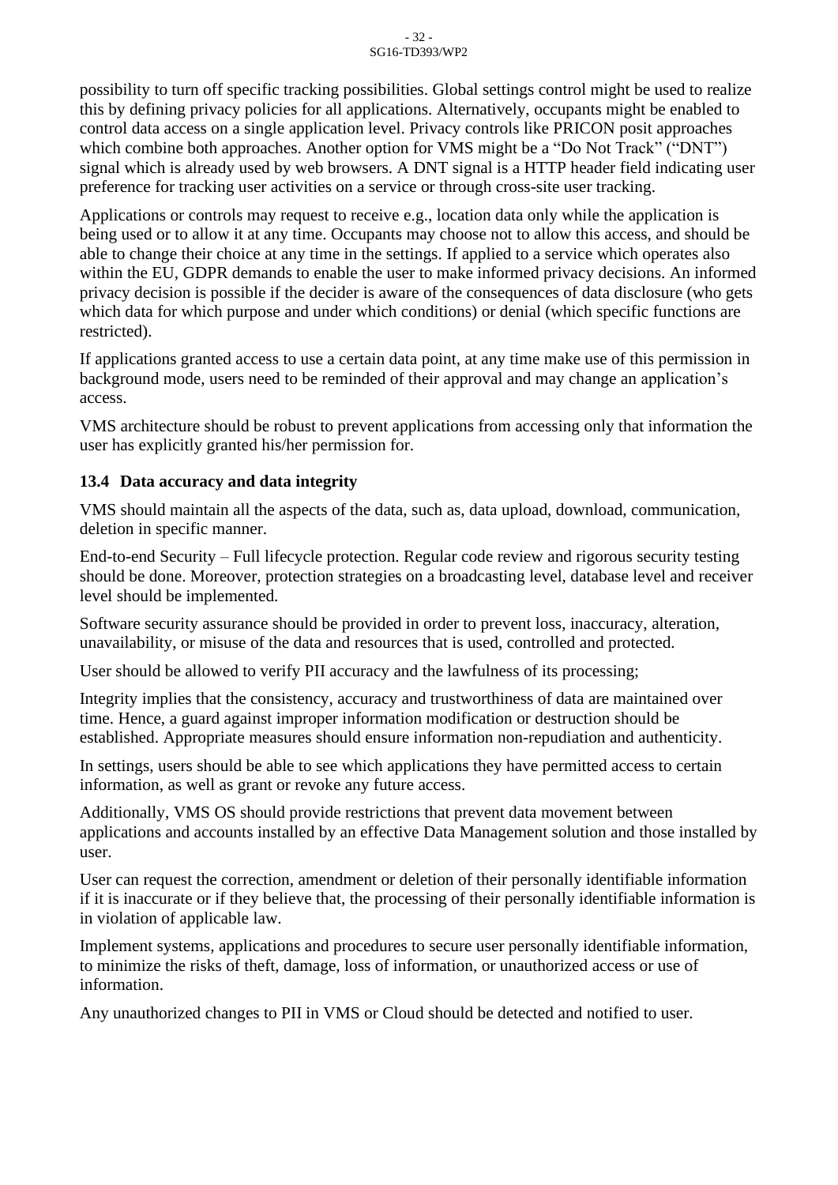possibility to turn off specific tracking possibilities. Global settings control might be used to realize this by defining privacy policies for all applications. Alternatively, occupants might be enabled to control data access on a single application level. Privacy controls like PRICON posit approaches which combine both approaches. Another option for VMS might be a "Do Not Track" ("DNT") signal which is already used by web browsers. A DNT signal is a HTTP header field indicating user preference for tracking user activities on a service or through cross-site user tracking.

Applications or controls may request to receive e.g., location data only while the application is being used or to allow it at any time. Occupants may choose not to allow this access, and should be able to change their choice at any time in the settings. If applied to a service which operates also within the EU, GDPR demands to enable the user to make informed privacy decisions. An informed privacy decision is possible if the decider is aware of the consequences of data disclosure (who gets which data for which purpose and under which conditions) or denial (which specific functions are restricted).

If applications granted access to use a certain data point, at any time make use of this permission in background mode, users need to be reminded of their approval and may change an application's access.

VMS architecture should be robust to prevent applications from accessing only that information the user has explicitly granted his/her permission for.

### 13.4 Data accuracy and data integrity

VMS should maintain all the aspects of the data, such as, data upload, download, communication, deletion in specific manner.

End-to-end Security – Full lifecycle protection. Regular code review and rigorous security testing should be done. Moreover, protection strategies on a broadcasting level, database level and receiver level should be implemented.

Software security assurance should be provided in order to prevent loss, inaccuracy, alteration, unavailability, or misuse of the data and resources that is used, controlled and protected.

User should be allowed to verify PII accuracy and the lawfulness of its processing;

Integrity implies that the consistency, accuracy and trustworthiness of data are maintained over time. Hence, a guard against improper information modification or destruction should be established. Appropriate measures should ensure information non-repudiation and authenticity.

In settings, users should be able to see which applications they have permitted access to certain information, as well as grant or revoke any future access.

Additionally, VMS OS should provide restrictions that prevent data movement between applications and accounts installed by an effective Data Management solution and those installed by user.

User can request the correction, amendment or deletion of their personally identifiable information if it is inaccurate or if they believe that, the processing of their personally identifiable information is in violation of applicable law.

Implement systems, applications and procedures to secure user personally identifiable information, to minimize the risks of theft, damage, loss of information, or unauthorized access or use of information.

Any unauthorized changes to PII in VMS or Cloud should be detected and notified to user.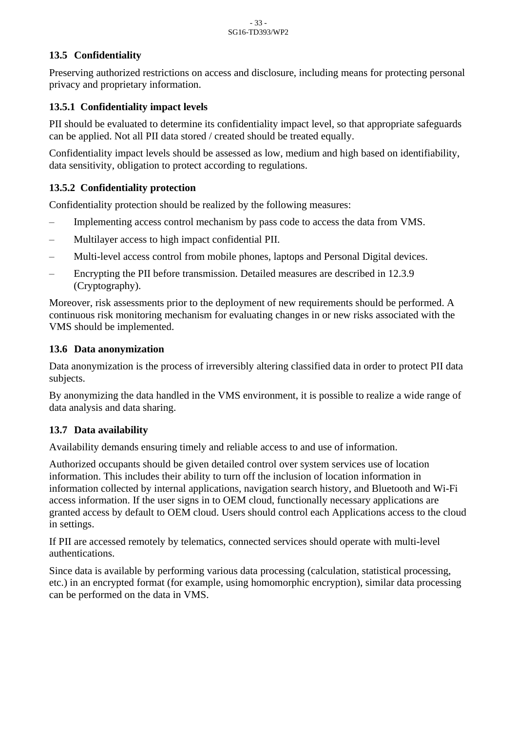### 13.5 Confidentiality

Preserving authorized restrictions on access and disclosure, including means for protecting personal privacy and proprietary information.

#### 13.5.1 Confidentiality impact levels

PII should be evaluated to determine its confidentiality impact level, so that appropriate safeguards can be applied. Not all PII data stored / created should be treated equally.

Confidentiality impact levels should be assessed as low, medium and high based on identifiability, data sensitivity, obligation to protect according to regulations.

#### 13.5.2 Confidentiality protection

Confidentiality protection should be realized by the following measures:

– Implementing access control mechanism by pass code to access the data from VMS.

– Multilayer access to high impact confidential PII.

– Multi-level access control from mobile phones, laptops and Personal Digital devices.

– Encrypting the PII before transmission. Detailed measures are described in 12.3.9 (Cryptography).

Moreover, risk assessments prior to the deployment of new requirements should be performed. A continuous risk monitoring mechanism for evaluating changes in or new risks associated with the VMS should be implemented.

### 13.6 Data anonymization

Data anonymization is the process of irreversibly altering classified data in order to protect PII data subjects.

By anonymizing the data handled in the VMS environment, it is possible to realize a wide range of data analysis and data sharing.

### 13.7 Data availability

Availability demands ensuring timely and reliable access to and use of information.

Authorized occupants should be given detailed control over system services use of location information. This includes their ability to turn off the inclusion of location information in information collected by internal applications, navigation search history, and Bluetooth and Wi-Fi access information. If the user signs in to OEM cloud, functionally necessary applications are granted access by default to OEM cloud. Users should control each Applications access to the cloud in settings.

If PII are accessed remotely by telematics, connected services should operate with multi-level authentications.

Since data is available by performing various data processing (calculation, statistical processing, etc.) in an encrypted format (for example, using homomorphic encryption), similar data processing can be performed on the data in VMS.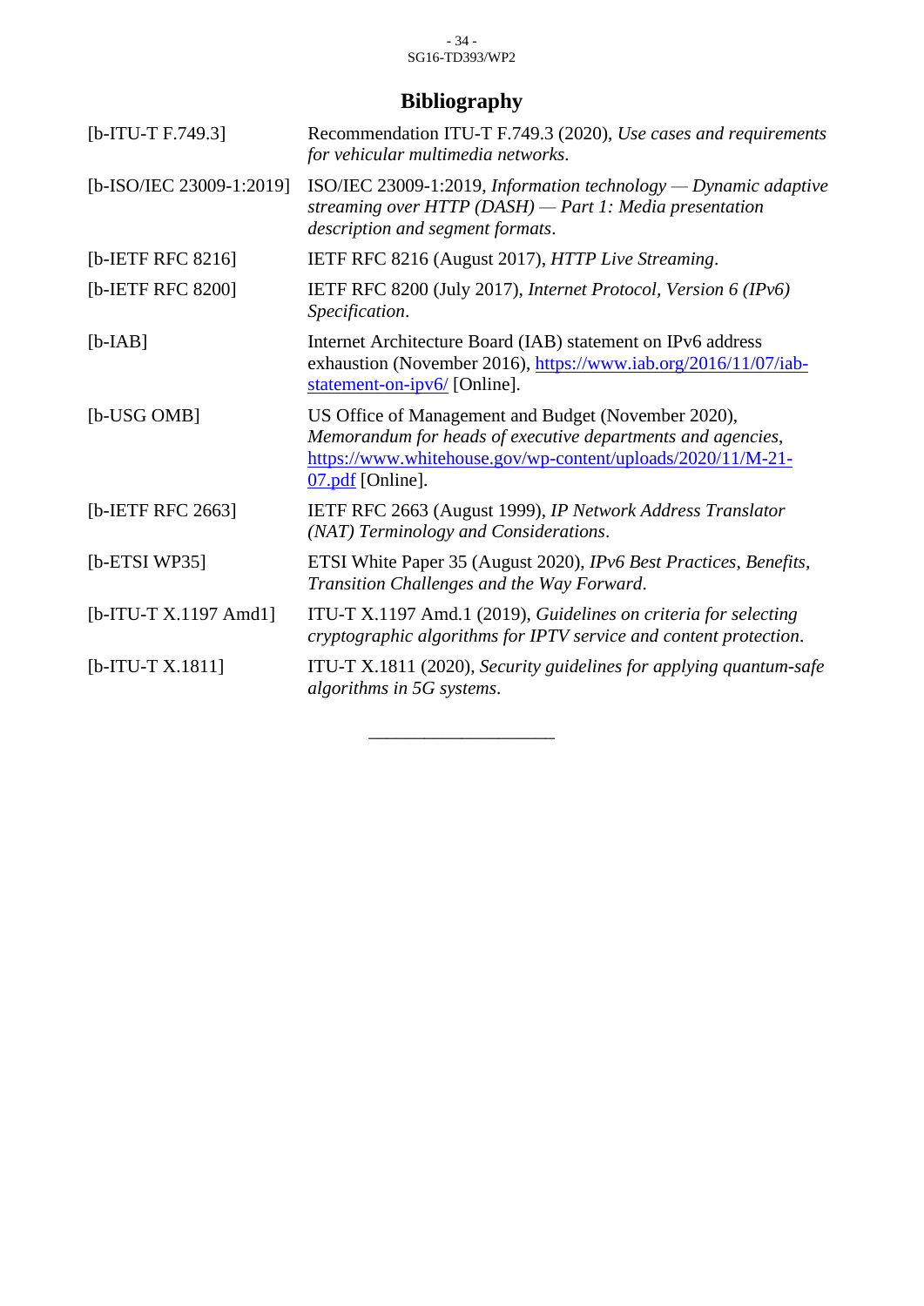# Bibliography

| | |
|---|---|
| [b-ITU-T F.749.3] | Recommendation ITU-T F.749.3 (2020), *Use cases and requirements for vehicular multimedia networks*. |
| [b-ISO/IEC 23009-1:2019] | ISO/IEC 23009-1:2019, *Information technology — Dynamic adaptive streaming over HTTP (DASH) — Part 1: Media presentation description and segment formats*. |
| [b-IETF RFC 8216] | IETF RFC 8216 (August 2017), *HTTP Live Streaming*. |
| [b-IETF RFC 8200] | IETF RFC 8200 (July 2017), *Internet Protocol, Version 6 (IPv6) Specification*. |
| [b-IAB] | Internet Architecture Board (IAB) statement on IPv6 address exhaustion (November 2016), https://www.iab.org/2016/11/07/iab-statement-on-ipv6/ [Online]. |
| [b-USG OMB] | US Office of Management and Budget (November 2020), *Memorandum for heads of executive departments and agencies*, https://www.whitehouse.gov/wp-content/uploads/2020/11/M-21-07.pdf [Online]. |
| [b-IETF RFC 2663] | IETF RFC 2663 (August 1999), *IP Network Address Translator (NAT) Terminology and Considerations*. |
| [b-ETSI WP35] | ETSI White Paper 35 (August 2020), *IPv6 Best Practices, Benefits, Transition Challenges and the Way Forward*. |
| [b-ITU-T X.1197 Amd1] | ITU-T X.1197 Amd.1 (2019), *Guidelines on criteria for selecting cryptographic algorithms for IPTV service and content protection*. |
| [b-ITU-T X.1811] | ITU-T X.1811 (2020), *Security guidelines for applying quantum-safe algorithms in 5G systems*. |

____________________